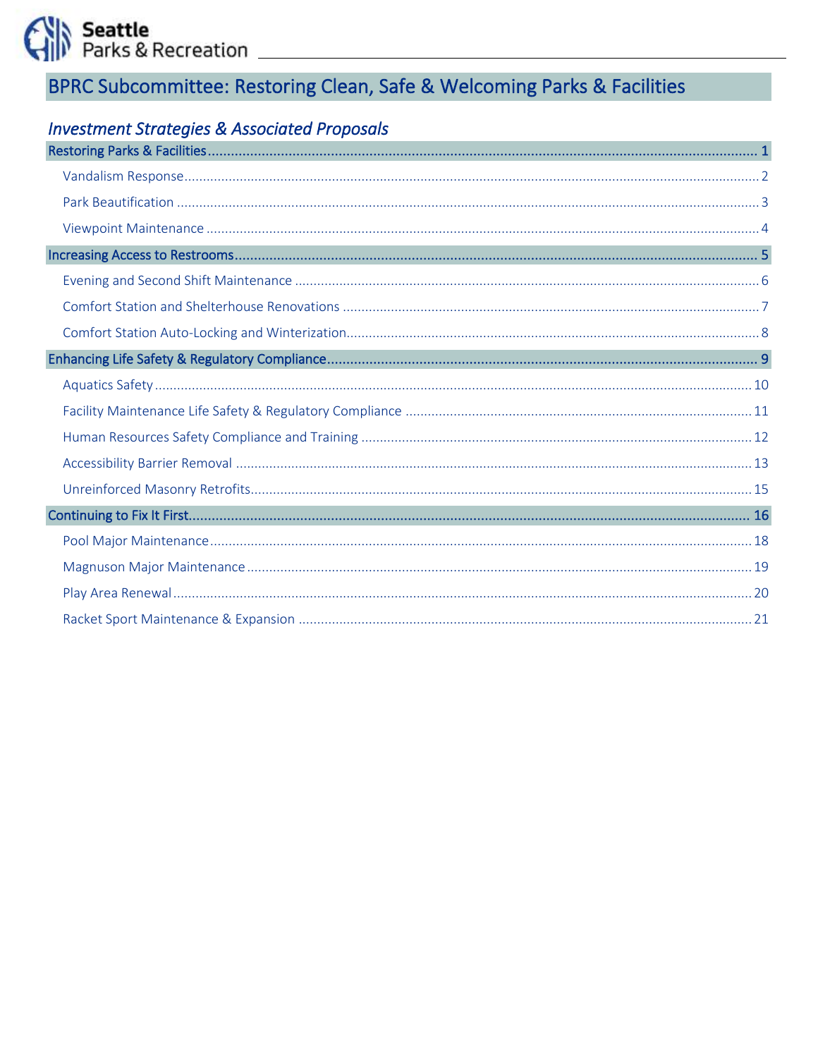# BPRC Subcommittee: Restoring Clean, Safe & Welcoming Parks & Facilities

## *Investment Strategies & Associated Proposals*

- **Restoring Parks & Facilities** ..... 1
  - Vandalism Response ..... 2
  - Park Beautification ..... 3
  - Viewpoint Maintenance ..... 4
- **Increasing Access to Restrooms** ..... 5
  - Evening and Second Shift Maintenance ..... 6
  - Comfort Station and Shelterhouse Renovations ..... 7
  - Comfort Station Auto-Locking and Winterization ..... 8
- **Enhancing Life Safety & Regulatory Compliance** ..... 9
  - Aquatics Safety ..... 10
  - Facility Maintenance Life Safety & Regulatory Compliance ..... 11
  - Human Resources Safety Compliance and Training ..... 12
  - Accessibility Barrier Removal ..... 13
  - Unreinforced Masonry Retrofits ..... 15
- **Continuing to Fix It First** ..... 16
  - Pool Major Maintenance ..... 18
  - Magnuson Major Maintenance ..... 19
  - Play Area Renewal ..... 20
  - Racket Sport Maintenance & Expansion ..... 21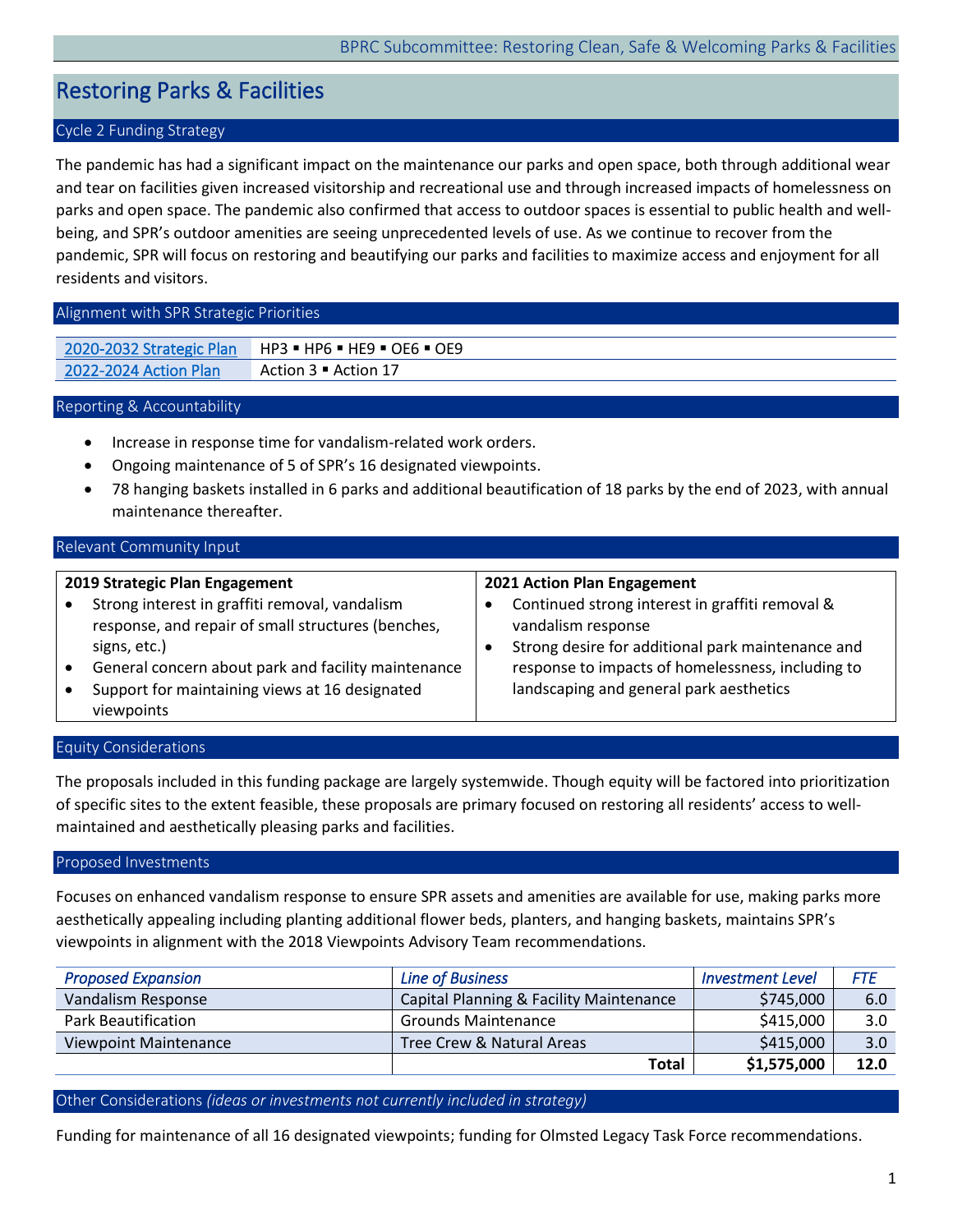# Restoring Parks & Facilities

## Cycle 2 Funding Strategy

The pandemic has had a significant impact on the maintenance our parks and open space, both through additional wear and tear on facilities given increased visitorship and recreational use and through increased impacts of homelessness on parks and open space. The pandemic also confirmed that access to outdoor spaces is essential to public health and well-being, and SPR's outdoor amenities are seeing unprecedented levels of use. As we continue to recover from the pandemic, SPR will focus on restoring and beautifying our parks and facilities to maximize access and enjoyment for all residents and visitors.

## Alignment with SPR Strategic Priorities

| | |
|---|---|
| 2020-2032 Strategic Plan | HP3 ▪ HP6 ▪ HE9 ▪ OE6 ▪ OE9 |
| 2022-2024 Action Plan | Action 3 ▪ Action 17 |

## Reporting & Accountability

- Increase in response time for vandalism-related work orders.
- Ongoing maintenance of 5 of SPR's 16 designated viewpoints.
- 78 hanging baskets installed in 6 parks and additional beautification of 18 parks by the end of 2023, with annual maintenance thereafter.

## Relevant Community Input

| **2019 Strategic Plan Engagement** | **2021 Action Plan Engagement** |
|---|---|
| • Strong interest in graffiti removal, vandalism response, and repair of small structures (benches, signs, etc.)<br>• General concern about park and facility maintenance<br>• Support for maintaining views at 16 designated viewpoints | • Continued strong interest in graffiti removal & vandalism response<br>• Strong desire for additional park maintenance and response to impacts of homelessness, including to landscaping and general park aesthetics |

## Equity Considerations

The proposals included in this funding package are largely systemwide. Though equity will be factored into prioritization of specific sites to the extent feasible, these proposals are primary focused on restoring all residents' access to well-maintained and aesthetically pleasing parks and facilities.

## Proposed Investments

Focuses on enhanced vandalism response to ensure SPR assets and amenities are available for use, making parks more aesthetically appealing including planting additional flower beds, planters, and hanging baskets, maintains SPR's viewpoints in alignment with the 2018 Viewpoints Advisory Team recommendations.

| *Proposed Expansion* | *Line of Business* | *Investment Level* | *FTE* |
|---|---|---|---|
| Vandalism Response | Capital Planning & Facility Maintenance | $745,000 | 6.0 |
| Park Beautification | Grounds Maintenance | $415,000 | 3.0 |
| Viewpoint Maintenance | Tree Crew & Natural Areas | $415,000 | 3.0 |
| | **Total** | **$1,575,000** | **12.0** |

## Other Considerations *(ideas or investments not currently included in strategy)*

Funding for maintenance of all 16 designated viewpoints; funding for Olmsted Legacy Task Force recommendations.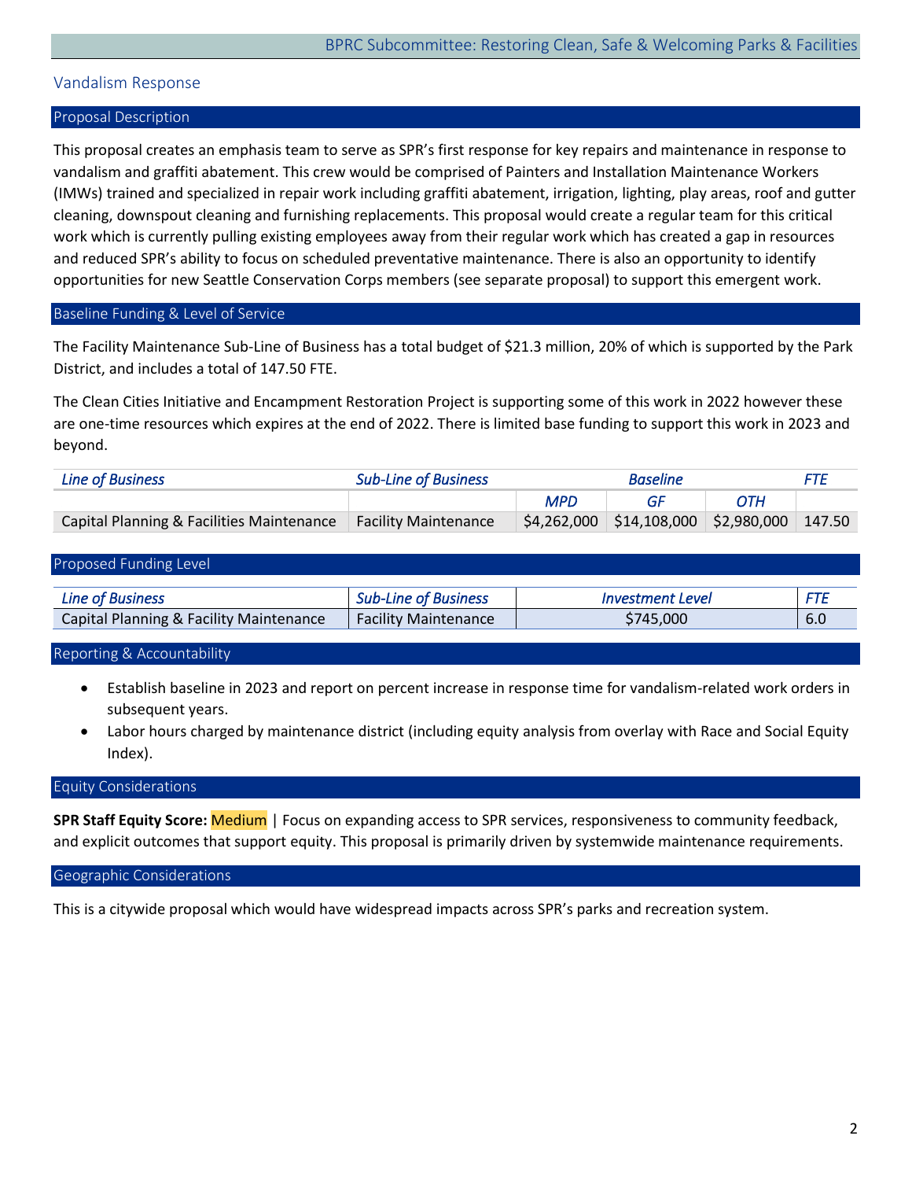## Vandalism Response

### Proposal Description

This proposal creates an emphasis team to serve as SPR's first response for key repairs and maintenance in response to vandalism and graffiti abatement. This crew would be comprised of Painters and Installation Maintenance Workers (IMWs) trained and specialized in repair work including graffiti abatement, irrigation, lighting, play areas, roof and gutter cleaning, downspout cleaning and furnishing replacements. This proposal would create a regular team for this critical work which is currently pulling existing employees away from their regular work which has created a gap in resources and reduced SPR's ability to focus on scheduled preventative maintenance. There is also an opportunity to identify opportunities for new Seattle Conservation Corps members (see separate proposal) to support this emergent work.

### Baseline Funding & Level of Service

The Facility Maintenance Sub-Line of Business has a total budget of $21.3 million, 20% of which is supported by the Park District, and includes a total of 147.50 FTE.

The Clean Cities Initiative and Encampment Restoration Project is supporting some of this work in 2022 however these are one-time resources which expires at the end of 2022. There is limited base funding to support this work in 2023 and beyond.

| *Line of Business* | *Sub-Line of Business* | *Baseline* | | | *FTE* |
|---|---|---|---|---|---|
| | | *MPD* | *GF* | *OTH* | |
| Capital Planning & Facilities Maintenance | Facility Maintenance | $4,262,000 | $14,108,000 | $2,980,000 | 147.50 |

### Proposed Funding Level

| *Line of Business* | *Sub-Line of Business* | *Investment Level* | *FTE* |
|---|---|---|---|
| Capital Planning & Facility Maintenance | Facility Maintenance | $745,000 | 6.0 |

### Reporting & Accountability

- Establish baseline in 2023 and report on percent increase in response time for vandalism-related work orders in subsequent years.
- Labor hours charged by maintenance district (including equity analysis from overlay with Race and Social Equity Index).

### Equity Considerations

**SPR Staff Equity Score:** Medium | Focus on expanding access to SPR services, responsiveness to community feedback, and explicit outcomes that support equity. This proposal is primarily driven by systemwide maintenance requirements.

### Geographic Considerations

This is a citywide proposal which would have widespread impacts across SPR's parks and recreation system.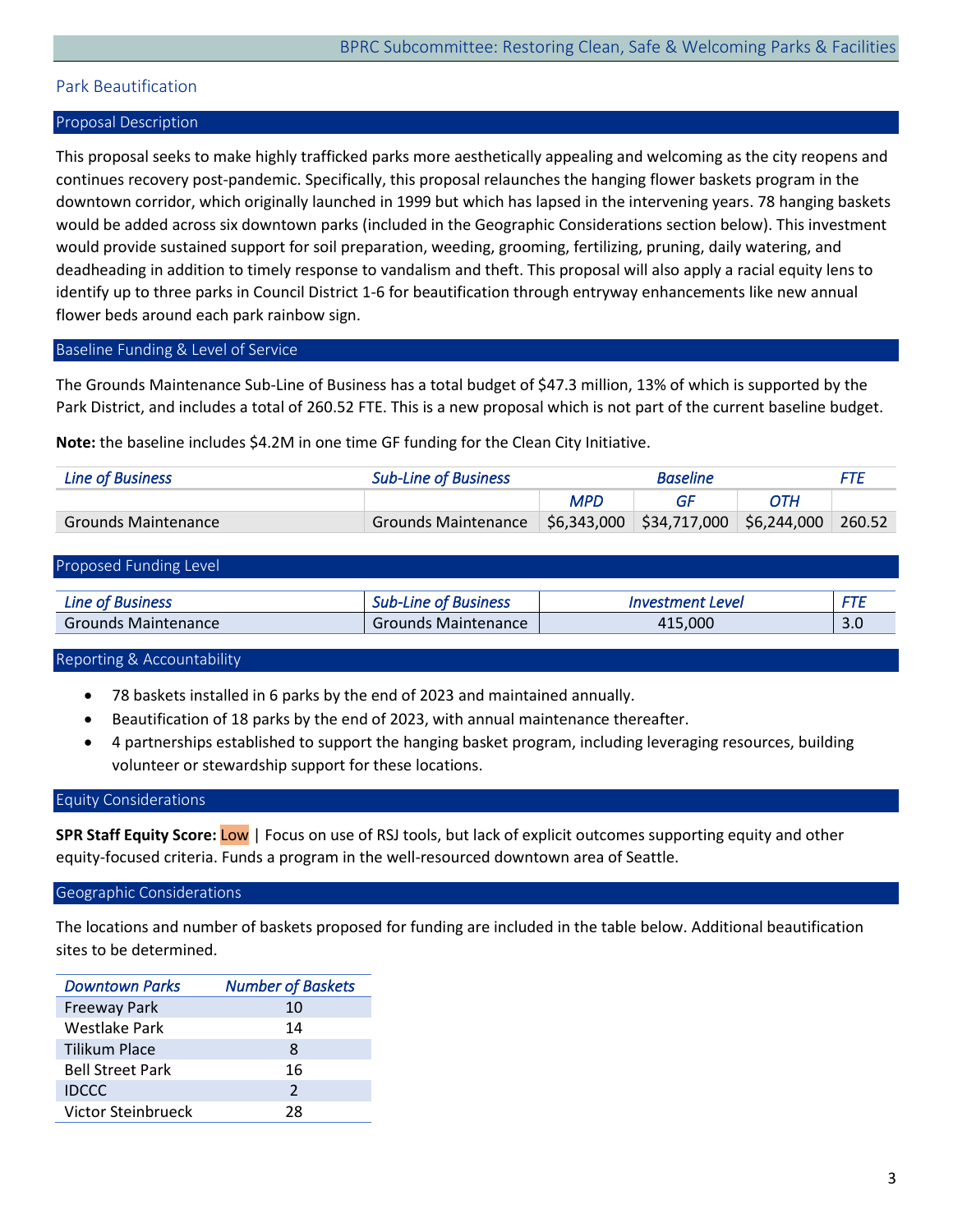## Park Beautification

### Proposal Description

This proposal seeks to make highly trafficked parks more aesthetically appealing and welcoming as the city reopens and continues recovery post-pandemic. Specifically, this proposal relaunches the hanging flower baskets program in the downtown corridor, which originally launched in 1999 but which has lapsed in the intervening years. 78 hanging baskets would be added across six downtown parks (included in the Geographic Considerations section below). This investment would provide sustained support for soil preparation, weeding, grooming, fertilizing, pruning, daily watering, and deadheading in addition to timely response to vandalism and theft. This proposal will also apply a racial equity lens to identify up to three parks in Council District 1-6 for beautification through entryway enhancements like new annual flower beds around each park rainbow sign.

### Baseline Funding & Level of Service

The Grounds Maintenance Sub-Line of Business has a total budget of $47.3 million, 13% of which is supported by the Park District, and includes a total of 260.52 FTE. This is a new proposal which is not part of the current baseline budget.

**Note:** the baseline includes $4.2M in one time GF funding for the Clean City Initiative.

| *Line of Business* | *Sub-Line of Business* | *Baseline* | | | *FTE* |
|---|---|---|---|---|---|
| | | *MPD* | *GF* | *OTH* | |
| Grounds Maintenance | Grounds Maintenance | $6,343,000 | $34,717,000 | $6,244,000 | 260.52 |

### Proposed Funding Level

| *Line of Business* | *Sub-Line of Business* | *Investment Level* | *FTE* |
|---|---|---|---|
| Grounds Maintenance | Grounds Maintenance | 415,000 | 3.0 |

### Reporting & Accountability

- 78 baskets installed in 6 parks by the end of 2023 and maintained annually.
- Beautification of 18 parks by the end of 2023, with annual maintenance thereafter.
- 4 partnerships established to support the hanging basket program, including leveraging resources, building volunteer or stewardship support for these locations.

### Equity Considerations

**SPR Staff Equity Score:** Low | Focus on use of RSJ tools, but lack of explicit outcomes supporting equity and other equity-focused criteria. Funds a program in the well-resourced downtown area of Seattle.

### Geographic Considerations

The locations and number of baskets proposed for funding are included in the table below. Additional beautification sites to be determined.

| *Downtown Parks* | *Number of Baskets* |
|---|---|
| Freeway Park | 10 |
| Westlake Park | 14 |
| Tilikum Place | 8 |
| Bell Street Park | 16 |
| IDCCC | 2 |
| Victor Steinbrueck | 28 |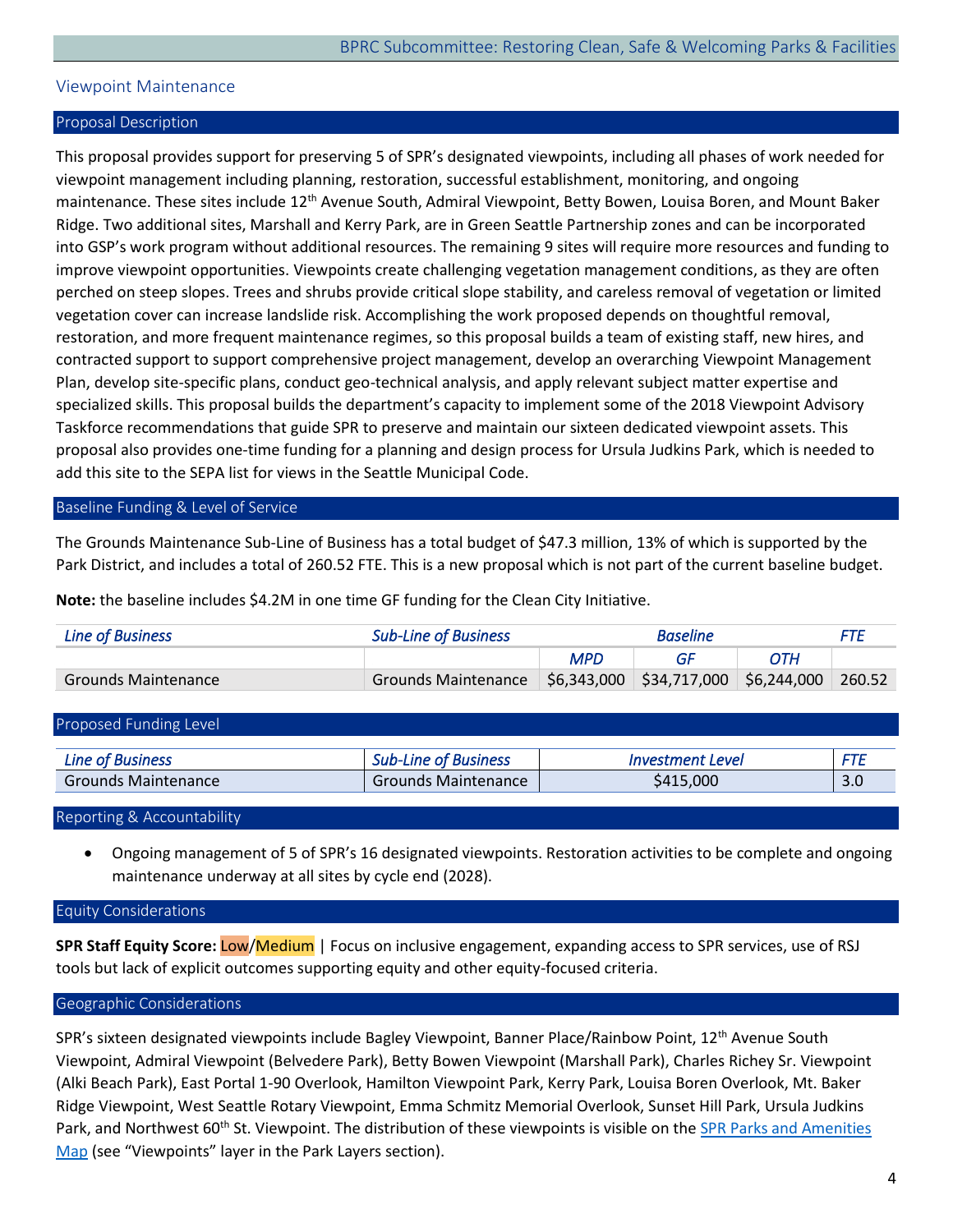## Viewpoint Maintenance

### Proposal Description

This proposal provides support for preserving 5 of SPR's designated viewpoints, including all phases of work needed for viewpoint management including planning, restoration, successful establishment, monitoring, and ongoing maintenance. These sites include 12th Avenue South, Admiral Viewpoint, Betty Bowen, Louisa Boren, and Mount Baker Ridge. Two additional sites, Marshall and Kerry Park, are in Green Seattle Partnership zones and can be incorporated into GSP's work program without additional resources. The remaining 9 sites will require more resources and funding to improve viewpoint opportunities. Viewpoints create challenging vegetation management conditions, as they are often perched on steep slopes. Trees and shrubs provide critical slope stability, and careless removal of vegetation or limited vegetation cover can increase landslide risk. Accomplishing the work proposed depends on thoughtful removal, restoration, and more frequent maintenance regimes, so this proposal builds a team of existing staff, new hires, and contracted support to support comprehensive project management, develop an overarching Viewpoint Management Plan, develop site-specific plans, conduct geo-technical analysis, and apply relevant subject matter expertise and specialized skills. This proposal builds the department's capacity to implement some of the 2018 Viewpoint Advisory Taskforce recommendations that guide SPR to preserve and maintain our sixteen dedicated viewpoint assets. This proposal also provides one-time funding for a planning and design process for Ursula Judkins Park, which is needed to add this site to the SEPA list for views in the Seattle Municipal Code.

### Baseline Funding & Level of Service

The Grounds Maintenance Sub-Line of Business has a total budget of \$47.3 million, 13% of which is supported by the Park District, and includes a total of 260.52 FTE. This is a new proposal which is not part of the current baseline budget.

**Note:** the baseline includes \$4.2M in one time GF funding for the Clean City Initiative.

| *Line of Business* | *Sub-Line of Business* | *Baseline* | | | *FTE* |
|---|---|---|---|---|---|
| | | *MPD* | *GF* | *OTH* | |
| Grounds Maintenance | Grounds Maintenance | \$6,343,000 | \$34,717,000 | \$6,244,000 | 260.52 |

### Proposed Funding Level

| *Line of Business* | *Sub-Line of Business* | *Investment Level* | *FTE* |
|---|---|---|---|
| Grounds Maintenance | Grounds Maintenance | \$415,000 | 3.0 |

### Reporting & Accountability

- Ongoing management of 5 of SPR's 16 designated viewpoints. Restoration activities to be complete and ongoing maintenance underway at all sites by cycle end (2028).

### Equity Considerations

**SPR Staff Equity Score:** Low/Medium | Focus on inclusive engagement, expanding access to SPR services, use of RSJ tools but lack of explicit outcomes supporting equity and other equity-focused criteria.

### Geographic Considerations

SPR's sixteen designated viewpoints include Bagley Viewpoint, Banner Place/Rainbow Point, 12th Avenue South Viewpoint, Admiral Viewpoint (Belvedere Park), Betty Bowen Viewpoint (Marshall Park), Charles Richey Sr. Viewpoint (Alki Beach Park), East Portal 1-90 Overlook, Hamilton Viewpoint Park, Kerry Park, Louisa Boren Overlook, Mt. Baker Ridge Viewpoint, West Seattle Rotary Viewpoint, Emma Schmitz Memorial Overlook, Sunset Hill Park, Ursula Judkins Park, and Northwest 60th St. Viewpoint. The distribution of these viewpoints is visible on the [SPR Parks and Amenities Map] (see "Viewpoints" layer in the Park Layers section).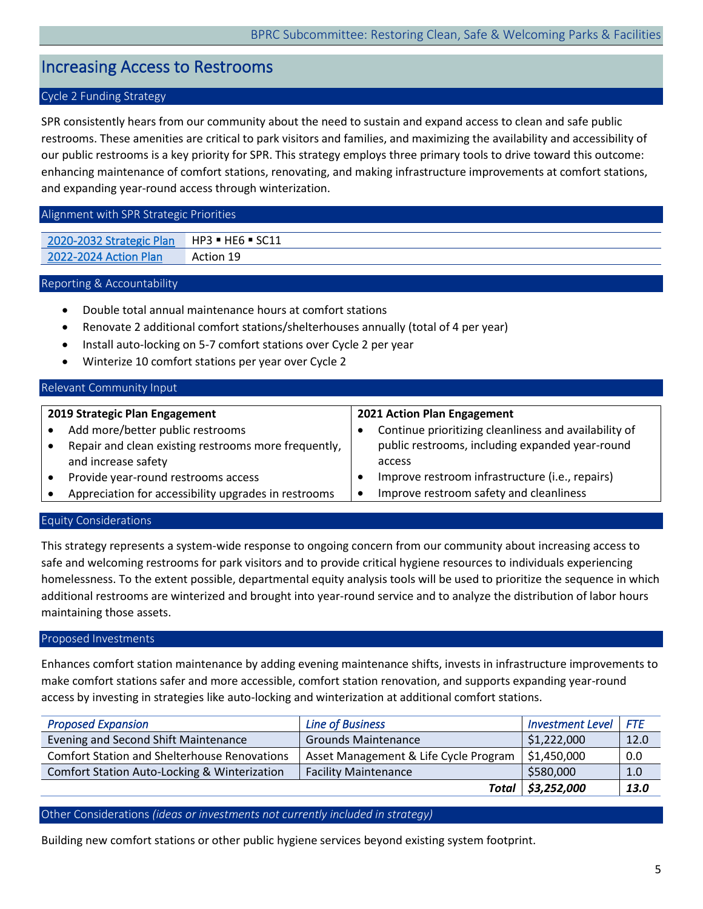# Increasing Access to Restrooms

## Cycle 2 Funding Strategy

SPR consistently hears from our community about the need to sustain and expand access to clean and safe public restrooms. These amenities are critical to park visitors and families, and maximizing the availability and accessibility of our public restrooms is a key priority for SPR. This strategy employs three primary tools to drive toward this outcome: enhancing maintenance of comfort stations, renovating, and making infrastructure improvements at comfort stations, and expanding year-round access through winterization.

## Alignment with SPR Strategic Priorities

| | |
|---|---|
| 2020-2032 Strategic Plan | HP3 ▪ HE6 ▪ SC11 |
| 2022-2024 Action Plan | Action 19 |

## Reporting & Accountability

- Double total annual maintenance hours at comfort stations
- Renovate 2 additional comfort stations/shelterhouses annually (total of 4 per year)
- Install auto-locking on 5-7 comfort stations over Cycle 2 per year
- Winterize 10 comfort stations per year over Cycle 2

## Relevant Community Input

**2019 Strategic Plan Engagement**

- Add more/better public restrooms
- Repair and clean existing restrooms more frequently, and increase safety
- Provide year-round restrooms access
- Appreciation for accessibility upgrades in restrooms

**2021 Action Plan Engagement**

- Continue prioritizing cleanliness and availability of public restrooms, including expanded year-round access
- Improve restroom infrastructure (i.e., repairs)
- Improve restroom safety and cleanliness

## Equity Considerations

This strategy represents a system-wide response to ongoing concern from our community about increasing access to safe and welcoming restrooms for park visitors and to provide critical hygiene resources to individuals experiencing homelessness. To the extent possible, departmental equity analysis tools will be used to prioritize the sequence in which additional restrooms are winterized and brought into year-round service and to analyze the distribution of labor hours maintaining those assets.

## Proposed Investments

Enhances comfort station maintenance by adding evening maintenance shifts, invests in infrastructure improvements to make comfort stations safer and more accessible, comfort station renovation, and supports expanding year-round access by investing in strategies like auto-locking and winterization at additional comfort stations.

| *Proposed Expansion* | *Line of Business* | *Investment Level* | *FTE* |
|---|---|---|---|
| Evening and Second Shift Maintenance | Grounds Maintenance | $1,222,000 | 12.0 |
| Comfort Station and Shelterhouse Renovations | Asset Management & Life Cycle Program | $1,450,000 | 0.0 |
| Comfort Station Auto-Locking & Winterization | Facility Maintenance | $580,000 | 1.0 |
| | ***Total*** | ***$3,252,000*** | ***13.0*** |

## Other Considerations *(ideas or investments not currently included in strategy)*

Building new comfort stations or other public hygiene services beyond existing system footprint.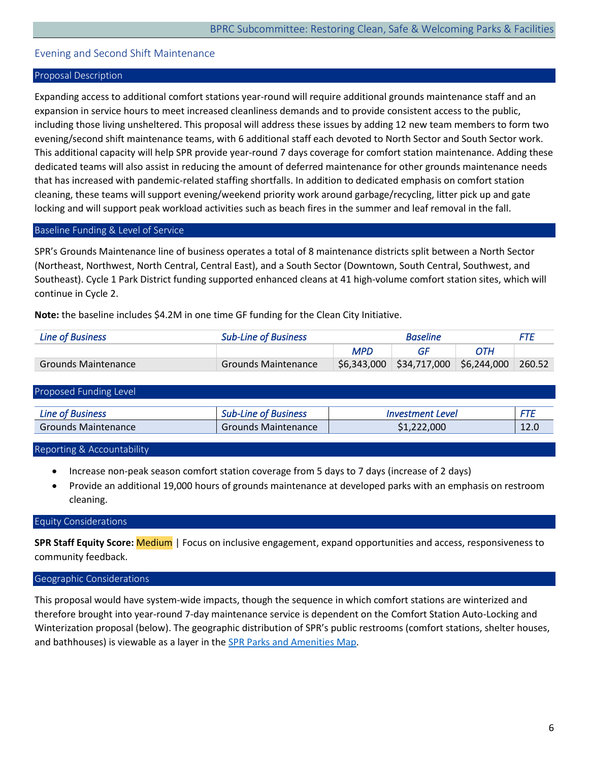## Evening and Second Shift Maintenance

### Proposal Description

Expanding access to additional comfort stations year-round will require additional grounds maintenance staff and an expansion in service hours to meet increased cleanliness demands and to provide consistent access to the public, including those living unsheltered. This proposal will address these issues by adding 12 new team members to form two evening/second shift maintenance teams, with 6 additional staff each devoted to North Sector and South Sector work. This additional capacity will help SPR provide year-round 7 days coverage for comfort station maintenance. Adding these dedicated teams will also assist in reducing the amount of deferred maintenance for other grounds maintenance needs that has increased with pandemic-related staffing shortfalls. In addition to dedicated emphasis on comfort station cleaning, these teams will support evening/weekend priority work around garbage/recycling, litter pick up and gate locking and will support peak workload activities such as beach fires in the summer and leaf removal in the fall.

### Baseline Funding & Level of Service

SPR's Grounds Maintenance line of business operates a total of 8 maintenance districts split between a North Sector (Northeast, Northwest, North Central, Central East), and a South Sector (Downtown, South Central, Southwest, and Southeast). Cycle 1 Park District funding supported enhanced cleans at 41 high-volume comfort station sites, which will continue in Cycle 2.

**Note:** the baseline includes $4.2M in one time GF funding for the Clean City Initiative.

| *Line of Business* | *Sub-Line of Business* | *Baseline* | | | *FTE* |
|---|---|---|---|---|---|
| | | *MPD* | *GF* | *OTH* | |
| Grounds Maintenance | Grounds Maintenance | $6,343,000 | $34,717,000 | $6,244,000 | 260.52 |

### Proposed Funding Level

| *Line of Business* | *Sub-Line of Business* | *Investment Level* | *FTE* |
|---|---|---|---|
| Grounds Maintenance | Grounds Maintenance | $1,222,000 | 12.0 |

### Reporting & Accountability

- Increase non-peak season comfort station coverage from 5 days to 7 days (increase of 2 days)
- Provide an additional 19,000 hours of grounds maintenance at developed parks with an emphasis on restroom cleaning.

### Equity Considerations

**SPR Staff Equity Score:** Medium | Focus on inclusive engagement, expand opportunities and access, responsiveness to community feedback.

### Geographic Considerations

This proposal would have system-wide impacts, though the sequence in which comfort stations are winterized and therefore brought into year-round 7-day maintenance service is dependent on the Comfort Station Auto-Locking and Winterization proposal (below). The geographic distribution of SPR's public restrooms (comfort stations, shelter houses, and bathhouses) is viewable as a layer in the SPR Parks and Amenities Map.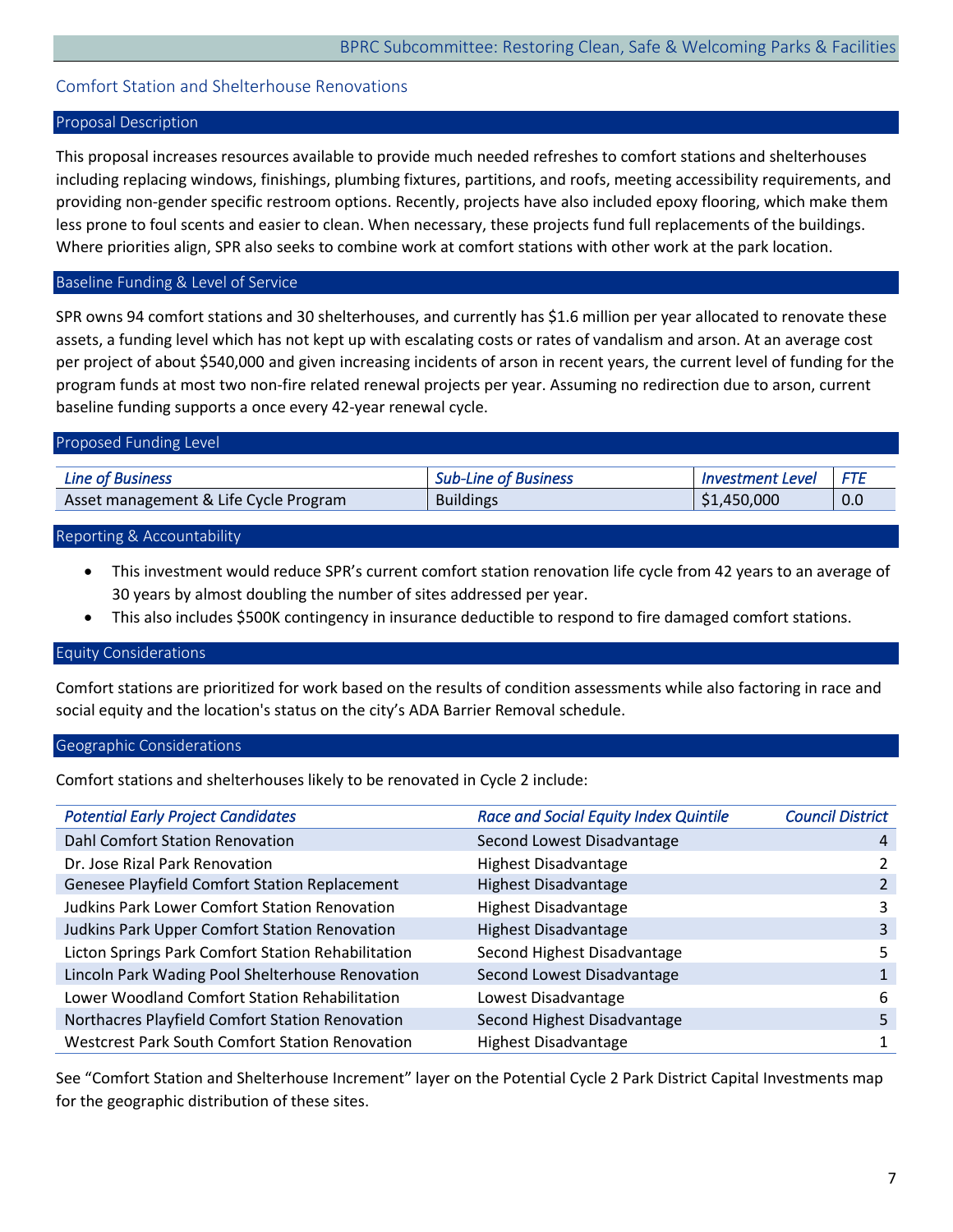## Comfort Station and Shelterhouse Renovations

### Proposal Description

This proposal increases resources available to provide much needed refreshes to comfort stations and shelterhouses including replacing windows, finishings, plumbing fixtures, partitions, and roofs, meeting accessibility requirements, and providing non-gender specific restroom options. Recently, projects have also included epoxy flooring, which make them less prone to foul scents and easier to clean. When necessary, these projects fund full replacements of the buildings. Where priorities align, SPR also seeks to combine work at comfort stations with other work at the park location.

### Baseline Funding & Level of Service

SPR owns 94 comfort stations and 30 shelterhouses, and currently has $1.6 million per year allocated to renovate these assets, a funding level which has not kept up with escalating costs or rates of vandalism and arson. At an average cost per project of about $540,000 and given increasing incidents of arson in recent years, the current level of funding for the program funds at most two non-fire related renewal projects per year. Assuming no redirection due to arson, current baseline funding supports a once every 42-year renewal cycle.

### Proposed Funding Level

| *Line of Business* | *Sub-Line of Business* | *Investment Level* | *FTE* |
|---|---|---|---|
| Asset management & Life Cycle Program | Buildings | $1,450,000 | 0.0 |

### Reporting & Accountability

- This investment would reduce SPR's current comfort station renovation life cycle from 42 years to an average of 30 years by almost doubling the number of sites addressed per year.
- This also includes $500K contingency in insurance deductible to respond to fire damaged comfort stations.

### Equity Considerations

Comfort stations are prioritized for work based on the results of condition assessments while also factoring in race and social equity and the location's status on the city's ADA Barrier Removal schedule.

### Geographic Considerations

Comfort stations and shelterhouses likely to be renovated in Cycle 2 include:

| *Potential Early Project Candidates* | *Race and Social Equity Index Quintile* | *Council District* |
|---|---|---|
| Dahl Comfort Station Renovation | Second Lowest Disadvantage | 4 |
| Dr. Jose Rizal Park Renovation | Highest Disadvantage | 2 |
| Genesee Playfield Comfort Station Replacement | Highest Disadvantage | 2 |
| Judkins Park Lower Comfort Station Renovation | Highest Disadvantage | 3 |
| Judkins Park Upper Comfort Station Renovation | Highest Disadvantage | 3 |
| Licton Springs Park Comfort Station Rehabilitation | Second Highest Disadvantage | 5 |
| Lincoln Park Wading Pool Shelterhouse Renovation | Second Lowest Disadvantage | 1 |
| Lower Woodland Comfort Station Rehabilitation | Lowest Disadvantage | 6 |
| Northacres Playfield Comfort Station Renovation | Second Highest Disadvantage | 5 |
| Westcrest Park South Comfort Station Renovation | Highest Disadvantage | 1 |

See "Comfort Station and Shelterhouse Increment" layer on the Potential Cycle 2 Park District Capital Investments map for the geographic distribution of these sites.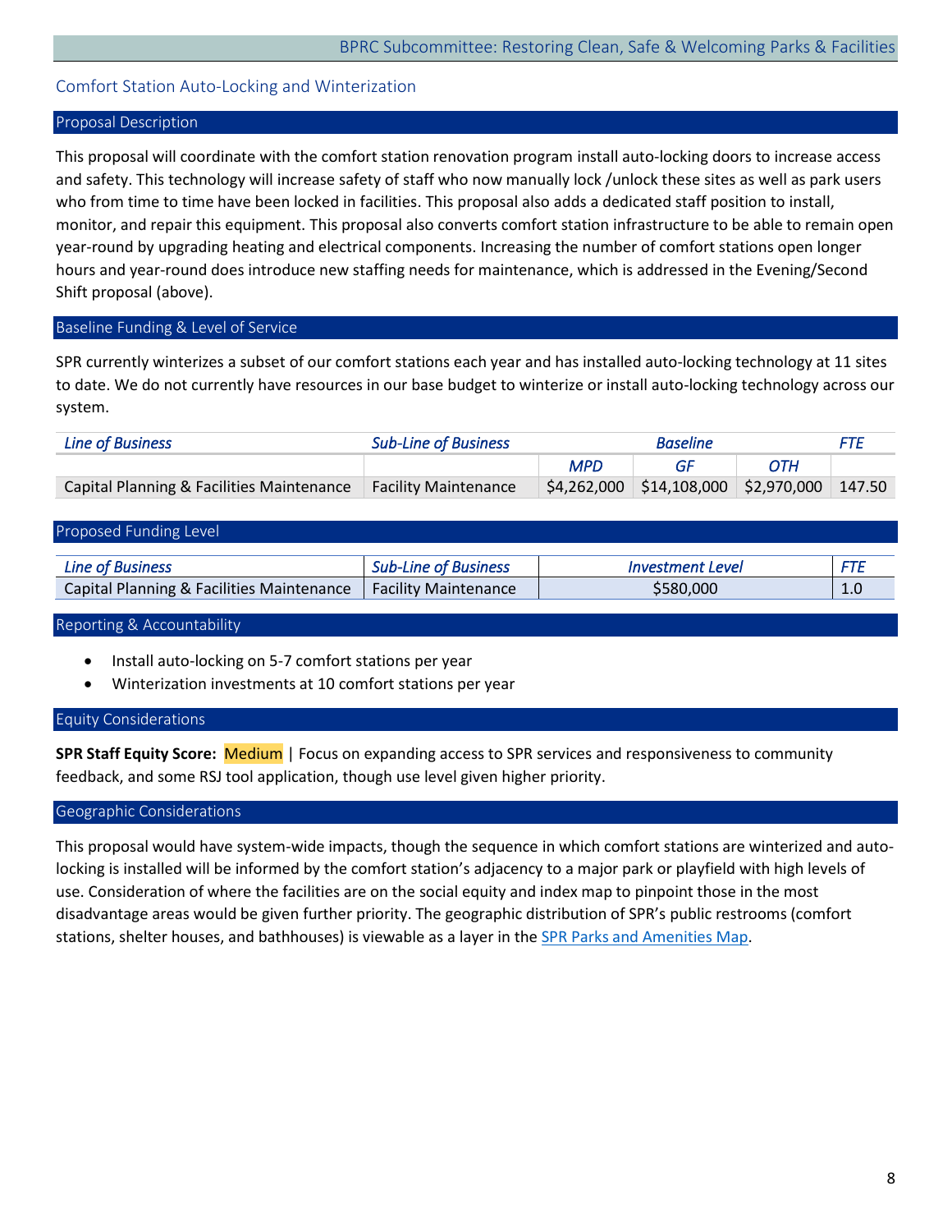## Comfort Station Auto-Locking and Winterization

### Proposal Description

This proposal will coordinate with the comfort station renovation program install auto-locking doors to increase access and safety. This technology will increase safety of staff who now manually lock /unlock these sites as well as park users who from time to time have been locked in facilities. This proposal also adds a dedicated staff position to install, monitor, and repair this equipment. This proposal also converts comfort station infrastructure to be able to remain open year-round by upgrading heating and electrical components. Increasing the number of comfort stations open longer hours and year-round does introduce new staffing needs for maintenance, which is addressed in the Evening/Second Shift proposal (above).

### Baseline Funding & Level of Service

SPR currently winterizes a subset of our comfort stations each year and has installed auto-locking technology at 11 sites to date. We do not currently have resources in our base budget to winterize or install auto-locking technology across our system.

| *Line of Business* | *Sub-Line of Business* | *Baseline* | | | *FTE* |
|---|---|---|---|---|---|
| | | *MPD* | *GF* | *OTH* | |
| Capital Planning & Facilities Maintenance | Facility Maintenance | $4,262,000 | $14,108,000 | $2,970,000 | 147.50 |

### Proposed Funding Level

| *Line of Business* | *Sub-Line of Business* | *Investment Level* | *FTE* |
|---|---|---|---|
| Capital Planning & Facilities Maintenance | Facility Maintenance | $580,000 | 1.0 |

### Reporting & Accountability

- Install auto-locking on 5-7 comfort stations per year
- Winterization investments at 10 comfort stations per year

### Equity Considerations

**SPR Staff Equity Score:** Medium | Focus on expanding access to SPR services and responsiveness to community feedback, and some RSJ tool application, though use level given higher priority.

### Geographic Considerations

This proposal would have system-wide impacts, though the sequence in which comfort stations are winterized and auto-locking is installed will be informed by the comfort station's adjacency to a major park or playfield with high levels of use. Consideration of where the facilities are on the social equity and index map to pinpoint those in the most disadvantage areas would be given further priority. The geographic distribution of SPR's public restrooms (comfort stations, shelter houses, and bathhouses) is viewable as a layer in the SPR Parks and Amenities Map.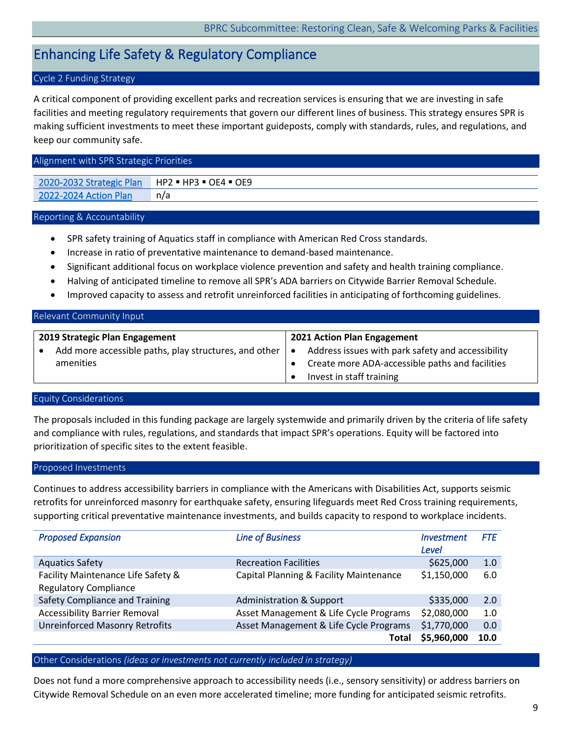# Enhancing Life Safety & Regulatory Compliance

## Cycle 2 Funding Strategy

A critical component of providing excellent parks and recreation services is ensuring that we are investing in safe facilities and meeting regulatory requirements that govern our different lines of business. This strategy ensures SPR is making sufficient investments to meet these important guideposts, comply with standards, rules, and regulations, and keep our community safe.

## Alignment with SPR Strategic Priorities

| | |
|---|---|
| 2020-2032 Strategic Plan | HP2 ▪ HP3 ▪ OE4 ▪ OE9 |
| 2022-2024 Action Plan | n/a |

## Reporting & Accountability

- SPR safety training of Aquatics staff in compliance with American Red Cross standards.
- Increase in ratio of preventative maintenance to demand-based maintenance.
- Significant additional focus on workplace violence prevention and safety and health training compliance.
- Halving of anticipated timeline to remove all SPR's ADA barriers on Citywide Barrier Removal Schedule.
- Improved capacity to assess and retrofit unreinforced facilities in anticipating of forthcoming guidelines.

## Relevant Community Input

| 2019 Strategic Plan Engagement | 2021 Action Plan Engagement |
|---|---|
| • Add more accessible paths, play structures, and other amenities | • Address issues with park safety and accessibility<br>• Create more ADA-accessible paths and facilities<br>• Invest in staff training |

## Equity Considerations

The proposals included in this funding package are largely systemwide and primarily driven by the criteria of life safety and compliance with rules, regulations, and standards that impact SPR's operations. Equity will be factored into prioritization of specific sites to the extent feasible.

## Proposed Investments

Continues to address accessibility barriers in compliance with the Americans with Disabilities Act, supports seismic retrofits for unreinforced masonry for earthquake safety, ensuring lifeguards meet Red Cross training requirements, supporting critical preventative maintenance investments, and builds capacity to respond to workplace incidents.

| *Proposed Expansion* | *Line of Business* | *Investment Level* | *FTE* |
|---|---|---|---|
| Aquatics Safety | Recreation Facilities | $625,000 | 1.0 |
| Facility Maintenance Life Safety & Regulatory Compliance | Capital Planning & Facility Maintenance | $1,150,000 | 6.0 |
| Safety Compliance and Training | Administration & Support | $335,000 | 2.0 |
| Accessibility Barrier Removal | Asset Management & Life Cycle Programs | $2,080,000 | 1.0 |
| Unreinforced Masonry Retrofits | Asset Management & Life Cycle Programs | $1,770,000 | 0.0 |
| | **Total** | **$5,960,000** | **10.0** |

## Other Considerations *(ideas or investments not currently included in strategy)*

Does not fund a more comprehensive approach to accessibility needs (i.e., sensory sensitivity) or address barriers on Citywide Removal Schedule on an even more accelerated timeline; more funding for anticipated seismic retrofits.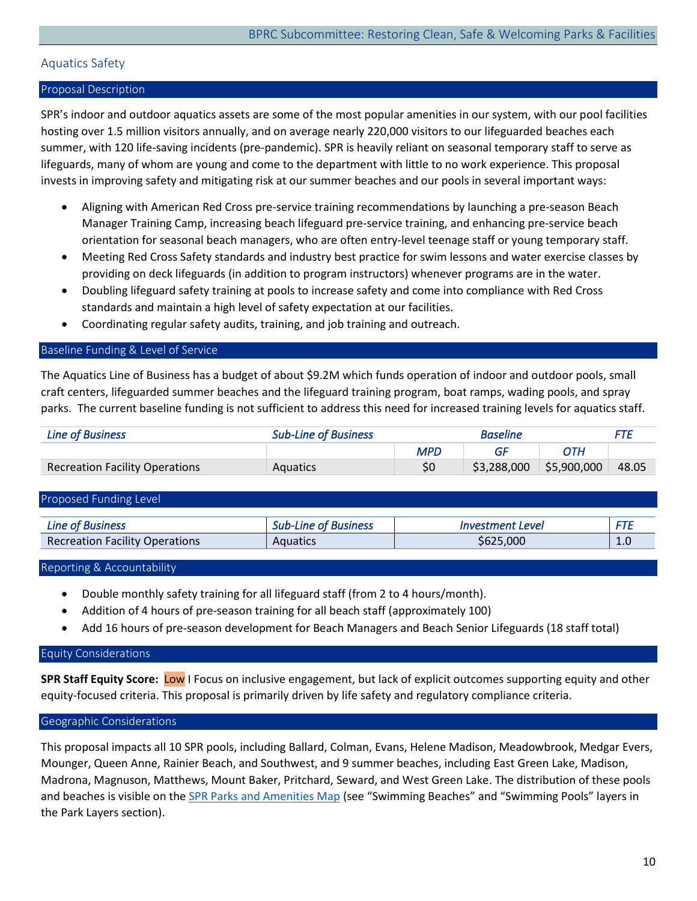## Aquatics Safety

### Proposal Description

SPR's indoor and outdoor aquatics assets are some of the most popular amenities in our system, with our pool facilities hosting over 1.5 million visitors annually, and on average nearly 220,000 visitors to our lifeguarded beaches each summer, with 120 life-saving incidents (pre-pandemic). SPR is heavily reliant on seasonal temporary staff to serve as lifeguards, many of whom are young and come to the department with little to no work experience. This proposal invests in improving safety and mitigating risk at our summer beaches and our pools in several important ways:

- Aligning with American Red Cross pre-service training recommendations by launching a pre-season Beach Manager Training Camp, increasing beach lifeguard pre-service training, and enhancing pre-service beach orientation for seasonal beach managers, who are often entry-level teenage staff or young temporary staff.
- Meeting Red Cross Safety standards and industry best practice for swim lessons and water exercise classes by providing on deck lifeguards (in addition to program instructors) whenever programs are in the water.
- Doubling lifeguard safety training at pools to increase safety and come into compliance with Red Cross standards and maintain a high level of safety expectation at our facilities.
- Coordinating regular safety audits, training, and job training and outreach.

### Baseline Funding & Level of Service

The Aquatics Line of Business has a budget of about $9.2M which funds operation of indoor and outdoor pools, small craft centers, lifeguarded summer beaches and the lifeguard training program, boat ramps, wading pools, and spray parks. The current baseline funding is not sufficient to address this need for increased training levels for aquatics staff.

| *Line of Business* | *Sub-Line of Business* | *Baseline* | | | *FTE* |
|---|---|---|---|---|---|
| | | *MPD* | *GF* | *OTH* | |
| Recreation Facility Operations | Aquatics | $0 | $3,288,000 | $5,900,000 | 48.05 |

### Proposed Funding Level

| *Line of Business* | *Sub-Line of Business* | *Investment Level* | *FTE* |
|---|---|---|---|
| Recreation Facility Operations | Aquatics | $625,000 | 1.0 |

### Reporting & Accountability

- Double monthly safety training for all lifeguard staff (from 2 to 4 hours/month).
- Addition of 4 hours of pre-season training for all beach staff (approximately 100)
- Add 16 hours of pre-season development for Beach Managers and Beach Senior Lifeguards (18 staff total)

### Equity Considerations

**SPR Staff Equity Score:** Low I Focus on inclusive engagement, but lack of explicit outcomes supporting equity and other equity-focused criteria. This proposal is primarily driven by life safety and regulatory compliance criteria.

### Geographic Considerations

This proposal impacts all 10 SPR pools, including Ballard, Colman, Evans, Helene Madison, Meadowbrook, Medgar Evers, Mounger, Queen Anne, Rainier Beach, and Southwest, and 9 summer beaches, including East Green Lake, Madison, Madrona, Magnuson, Matthews, Mount Baker, Pritchard, Seward, and West Green Lake. The distribution of these pools and beaches is visible on the SPR Parks and Amenities Map (see "Swimming Beaches" and "Swimming Pools" layers in the Park Layers section).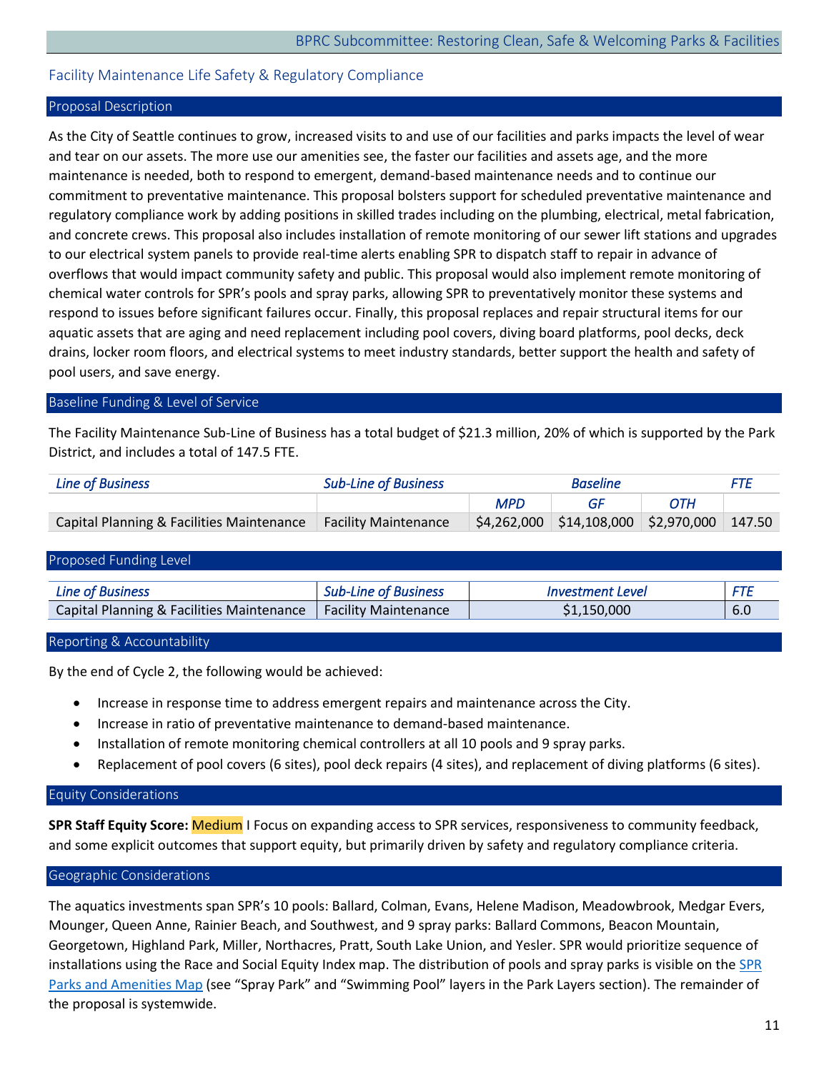## Facility Maintenance Life Safety & Regulatory Compliance

### Proposal Description

As the City of Seattle continues to grow, increased visits to and use of our facilities and parks impacts the level of wear and tear on our assets. The more use our amenities see, the faster our facilities and assets age, and the more maintenance is needed, both to respond to emergent, demand-based maintenance needs and to continue our commitment to preventative maintenance. This proposal bolsters support for scheduled preventative maintenance and regulatory compliance work by adding positions in skilled trades including on the plumbing, electrical, metal fabrication, and concrete crews. This proposal also includes installation of remote monitoring of our sewer lift stations and upgrades to our electrical system panels to provide real-time alerts enabling SPR to dispatch staff to repair in advance of overflows that would impact community safety and public. This proposal would also implement remote monitoring of chemical water controls for SPR's pools and spray parks, allowing SPR to preventatively monitor these systems and respond to issues before significant failures occur. Finally, this proposal replaces and repair structural items for our aquatic assets that are aging and need replacement including pool covers, diving board platforms, pool decks, deck drains, locker room floors, and electrical systems to meet industry standards, better support the health and safety of pool users, and save energy.

### Baseline Funding & Level of Service

The Facility Maintenance Sub-Line of Business has a total budget of $21.3 million, 20% of which is supported by the Park District, and includes a total of 147.5 FTE.

| *Line of Business* | *Sub-Line of Business* | *Baseline* | | | *FTE* |
|---|---|---|---|---|---|
| | | *MPD* | *GF* | *OTH* | |
| Capital Planning & Facilities Maintenance | Facility Maintenance | $4,262,000 | $14,108,000 | $2,970,000 | 147.50 |

### Proposed Funding Level

| *Line of Business* | *Sub-Line of Business* | *Investment Level* | *FTE* |
|---|---|---|---|
| Capital Planning & Facilities Maintenance | Facility Maintenance | $1,150,000 | 6.0 |

### Reporting & Accountability

By the end of Cycle 2, the following would be achieved:

- Increase in response time to address emergent repairs and maintenance across the City.
- Increase in ratio of preventative maintenance to demand-based maintenance.
- Installation of remote monitoring chemical controllers at all 10 pools and 9 spray parks.
- Replacement of pool covers (6 sites), pool deck repairs (4 sites), and replacement of diving platforms (6 sites).

### Equity Considerations

**SPR Staff Equity Score:** Medium I Focus on expanding access to SPR services, responsiveness to community feedback, and some explicit outcomes that support equity, but primarily driven by safety and regulatory compliance criteria.

### Geographic Considerations

The aquatics investments span SPR's 10 pools: Ballard, Colman, Evans, Helene Madison, Meadowbrook, Medgar Evers, Mounger, Queen Anne, Rainier Beach, and Southwest, and 9 spray parks: Ballard Commons, Beacon Mountain, Georgetown, Highland Park, Miller, Northacres, Pratt, South Lake Union, and Yesler. SPR would prioritize sequence of installations using the Race and Social Equity Index map. The distribution of pools and spray parks is visible on the SPR Parks and Amenities Map (see "Spray Park" and "Swimming Pool" layers in the Park Layers section). The remainder of the proposal is systemwide.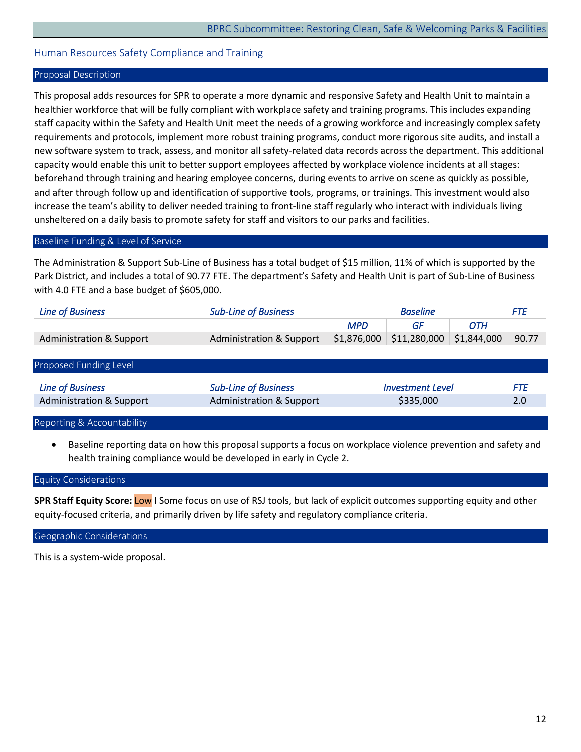## Human Resources Safety Compliance and Training

### Proposal Description

This proposal adds resources for SPR to operate a more dynamic and responsive Safety and Health Unit to maintain a healthier workforce that will be fully compliant with workplace safety and training programs. This includes expanding staff capacity within the Safety and Health Unit meet the needs of a growing workforce and increasingly complex safety requirements and protocols, implement more robust training programs, conduct more rigorous site audits, and install a new software system to track, assess, and monitor all safety-related data records across the department. This additional capacity would enable this unit to better support employees affected by workplace violence incidents at all stages: beforehand through training and hearing employee concerns, during events to arrive on scene as quickly as possible, and after through follow up and identification of supportive tools, programs, or trainings. This investment would also increase the team's ability to deliver needed training to front-line staff regularly who interact with individuals living unsheltered on a daily basis to promote safety for staff and visitors to our parks and facilities.

### Baseline Funding & Level of Service

The Administration & Support Sub-Line of Business has a total budget of $15 million, 11% of which is supported by the Park District, and includes a total of 90.77 FTE. The department's Safety and Health Unit is part of Sub-Line of Business with 4.0 FTE and a base budget of $605,000.

| *Line of Business* | *Sub-Line of Business* | *Baseline* | | | *FTE* |
|---|---|---|---|---|---|
| | | *MPD* | *GF* | *OTH* | |
| Administration & Support | Administration & Support | $1,876,000 | $11,280,000 | $1,844,000 | 90.77 |

### Proposed Funding Level

| *Line of Business* | *Sub-Line of Business* | *Investment Level* | *FTE* |
|---|---|---|---|
| Administration & Support | Administration & Support | $335,000 | 2.0 |

### Reporting & Accountability

- Baseline reporting data on how this proposal supports a focus on workplace violence prevention and safety and health training compliance would be developed in early in Cycle 2.

### Equity Considerations

**SPR Staff Equity Score:** Low I Some focus on use of RSJ tools, but lack of explicit outcomes supporting equity and other equity-focused criteria, and primarily driven by life safety and regulatory compliance criteria.

### Geographic Considerations

This is a system-wide proposal.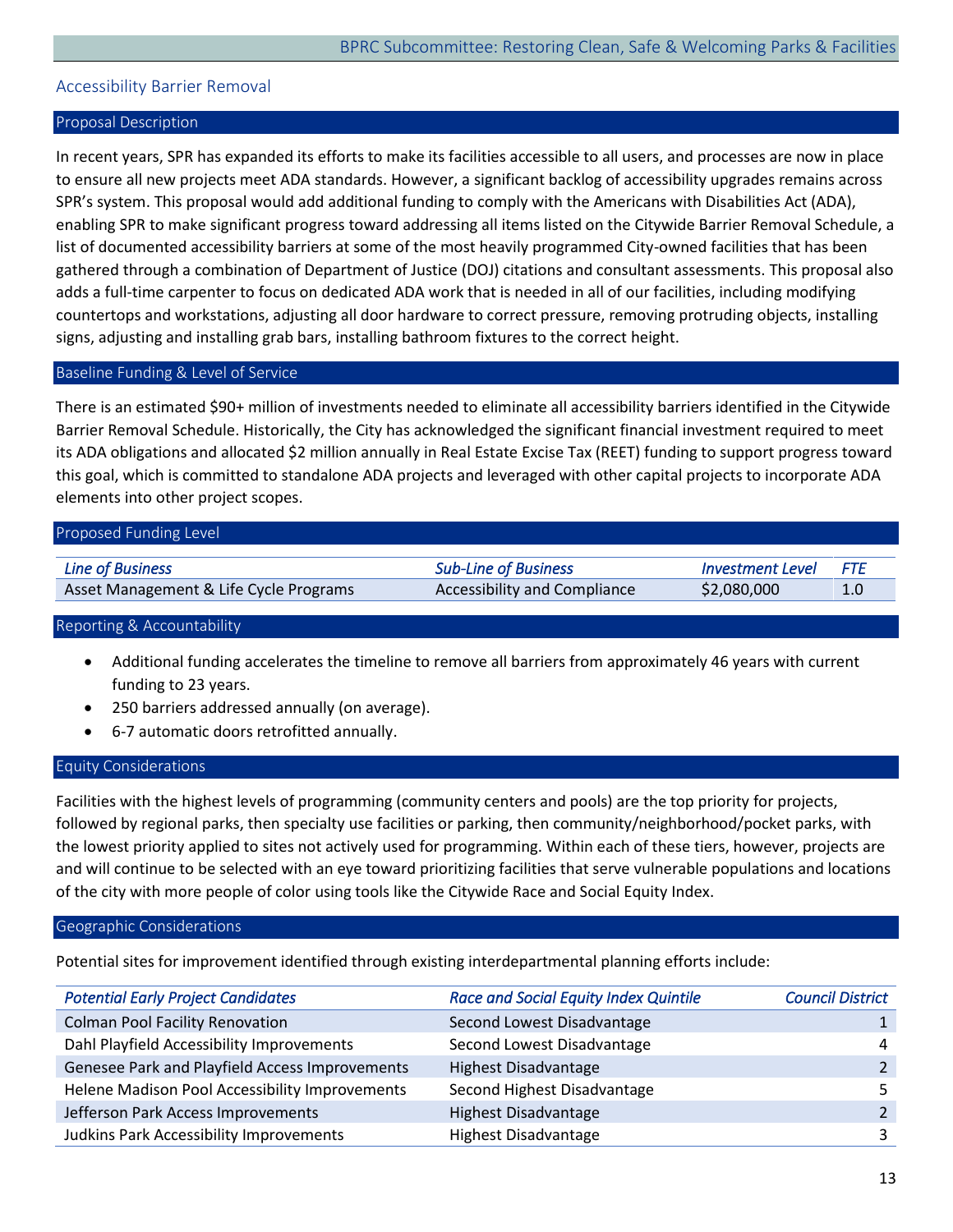## Accessibility Barrier Removal

### Proposal Description

In recent years, SPR has expanded its efforts to make its facilities accessible to all users, and processes are now in place to ensure all new projects meet ADA standards. However, a significant backlog of accessibility upgrades remains across SPR's system. This proposal would add additional funding to comply with the Americans with Disabilities Act (ADA), enabling SPR to make significant progress toward addressing all items listed on the Citywide Barrier Removal Schedule, a list of documented accessibility barriers at some of the most heavily programmed City-owned facilities that has been gathered through a combination of Department of Justice (DOJ) citations and consultant assessments. This proposal also adds a full-time carpenter to focus on dedicated ADA work that is needed in all of our facilities, including modifying countertops and workstations, adjusting all door hardware to correct pressure, removing protruding objects, installing signs, adjusting and installing grab bars, installing bathroom fixtures to the correct height.

### Baseline Funding & Level of Service

There is an estimated $90+ million of investments needed to eliminate all accessibility barriers identified in the Citywide Barrier Removal Schedule. Historically, the City has acknowledged the significant financial investment required to meet its ADA obligations and allocated $2 million annually in Real Estate Excise Tax (REET) funding to support progress toward this goal, which is committed to standalone ADA projects and leveraged with other capital projects to incorporate ADA elements into other project scopes.

### Proposed Funding Level

| *Line of Business* | *Sub-Line of Business* | *Investment Level* | *FTE* |
|---|---|---|---|
| Asset Management & Life Cycle Programs | Accessibility and Compliance | $2,080,000 | 1.0 |

### Reporting & Accountability

- Additional funding accelerates the timeline to remove all barriers from approximately 46 years with current funding to 23 years.
- 250 barriers addressed annually (on average).
- 6-7 automatic doors retrofitted annually.

### Equity Considerations

Facilities with the highest levels of programming (community centers and pools) are the top priority for projects, followed by regional parks, then specialty use facilities or parking, then community/neighborhood/pocket parks, with the lowest priority applied to sites not actively used for programming. Within each of these tiers, however, projects are and will continue to be selected with an eye toward prioritizing facilities that serve vulnerable populations and locations of the city with more people of color using tools like the Citywide Race and Social Equity Index.

### Geographic Considerations

Potential sites for improvement identified through existing interdepartmental planning efforts include:

| *Potential Early Project Candidates* | *Race and Social Equity Index Quintile* | *Council District* |
|---|---|---|
| Colman Pool Facility Renovation | Second Lowest Disadvantage | 1 |
| Dahl Playfield Accessibility Improvements | Second Lowest Disadvantage | 4 |
| Genesee Park and Playfield Access Improvements | Highest Disadvantage | 2 |
| Helene Madison Pool Accessibility Improvements | Second Highest Disadvantage | 5 |
| Jefferson Park Access Improvements | Highest Disadvantage | 2 |
| Judkins Park Accessibility Improvements | Highest Disadvantage | 3 |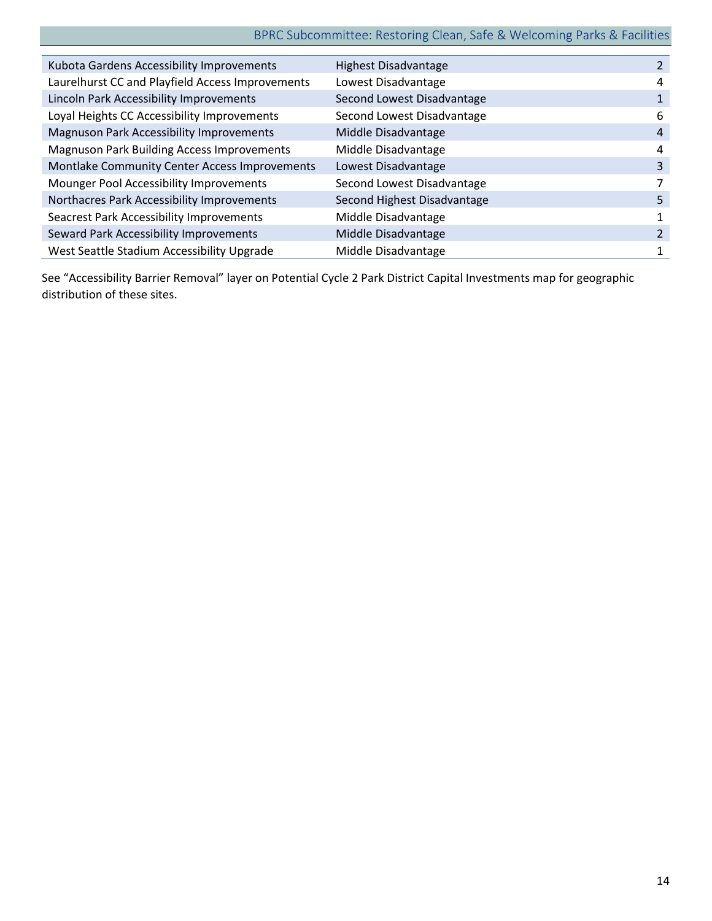| | | |
|---|---|---|
| Kubota Gardens Accessibility Improvements | Highest Disadvantage | 2 |
| Laurelhurst CC and Playfield Access Improvements | Lowest Disadvantage | 4 |
| Lincoln Park Accessibility Improvements | Second Lowest Disadvantage | 1 |
| Loyal Heights CC Accessibility Improvements | Second Lowest Disadvantage | 6 |
| Magnuson Park Accessibility Improvements | Middle Disadvantage | 4 |
| Magnuson Park Building Access Improvements | Middle Disadvantage | 4 |
| Montlake Community Center Access Improvements | Lowest Disadvantage | 3 |
| Mounger Pool Accessibility Improvements | Second Lowest Disadvantage | 7 |
| Northacres Park Accessibility Improvements | Second Highest Disadvantage | 5 |
| Seacrest Park Accessibility Improvements | Middle Disadvantage | 1 |
| Seward Park Accessibility Improvements | Middle Disadvantage | 2 |
| West Seattle Stadium Accessibility Upgrade | Middle Disadvantage | 1 |

See “Accessibility Barrier Removal” layer on Potential Cycle 2 Park District Capital Investments map for geographic distribution of these sites.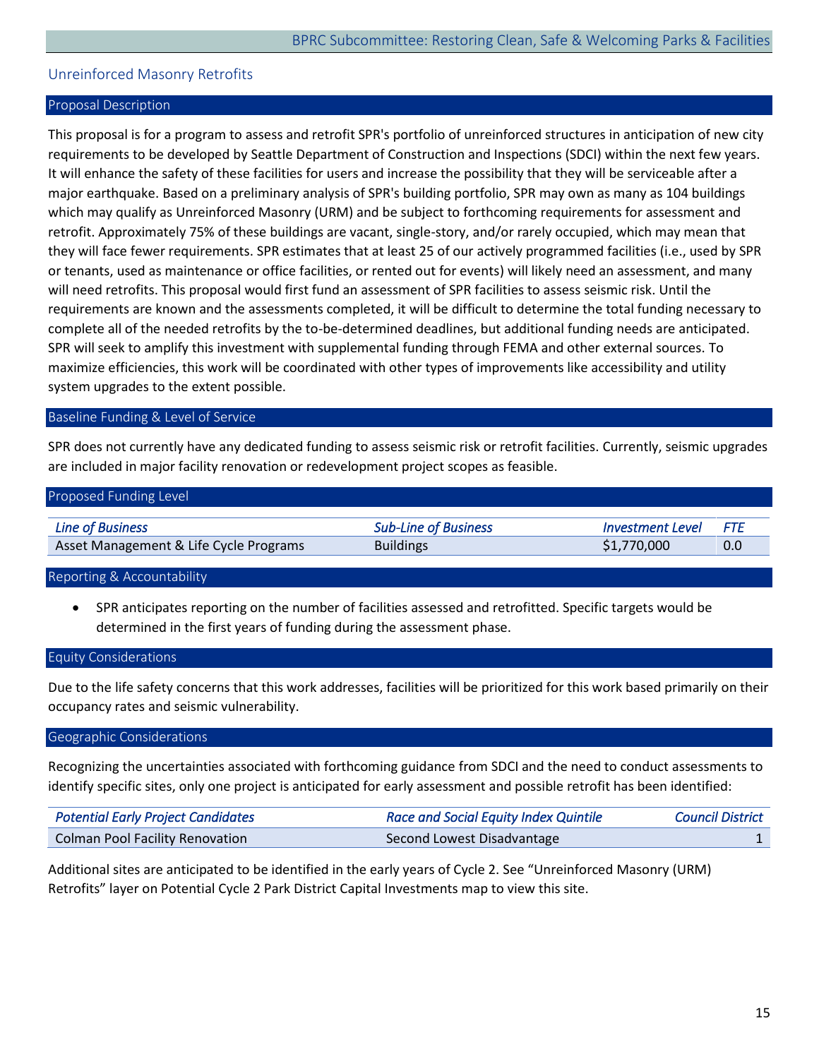## Unreinforced Masonry Retrofits

### Proposal Description

This proposal is for a program to assess and retrofit SPR's portfolio of unreinforced structures in anticipation of new city requirements to be developed by Seattle Department of Construction and Inspections (SDCI) within the next few years. It will enhance the safety of these facilities for users and increase the possibility that they will be serviceable after a major earthquake. Based on a preliminary analysis of SPR's building portfolio, SPR may own as many as 104 buildings which may qualify as Unreinforced Masonry (URM) and be subject to forthcoming requirements for assessment and retrofit. Approximately 75% of these buildings are vacant, single-story, and/or rarely occupied, which may mean that they will face fewer requirements. SPR estimates that at least 25 of our actively programmed facilities (i.e., used by SPR or tenants, used as maintenance or office facilities, or rented out for events) will likely need an assessment, and many will need retrofits. This proposal would first fund an assessment of SPR facilities to assess seismic risk. Until the requirements are known and the assessments completed, it will be difficult to determine the total funding necessary to complete all of the needed retrofits by the to-be-determined deadlines, but additional funding needs are anticipated. SPR will seek to amplify this investment with supplemental funding through FEMA and other external sources. To maximize efficiencies, this work will be coordinated with other types of improvements like accessibility and utility system upgrades to the extent possible.

### Baseline Funding & Level of Service

SPR does not currently have any dedicated funding to assess seismic risk or retrofit facilities. Currently, seismic upgrades are included in major facility renovation or redevelopment project scopes as feasible.

### Proposed Funding Level

| *Line of Business* | *Sub-Line of Business* | *Investment Level* | *FTE* |
|---|---|---|---|
| Asset Management & Life Cycle Programs | Buildings | $1,770,000 | 0.0 |

### Reporting & Accountability

- SPR anticipates reporting on the number of facilities assessed and retrofitted. Specific targets would be determined in the first years of funding during the assessment phase.

### Equity Considerations

Due to the life safety concerns that this work addresses, facilities will be prioritized for this work based primarily on their occupancy rates and seismic vulnerability.

### Geographic Considerations

Recognizing the uncertainties associated with forthcoming guidance from SDCI and the need to conduct assessments to identify specific sites, only one project is anticipated for early assessment and possible retrofit has been identified:

| *Potential Early Project Candidates* | *Race and Social Equity Index Quintile* | *Council District* |
|---|---|---|
| Colman Pool Facility Renovation | Second Lowest Disadvantage | 1 |

Additional sites are anticipated to be identified in the early years of Cycle 2. See "Unreinforced Masonry (URM) Retrofits" layer on Potential Cycle 2 Park District Capital Investments map to view this site.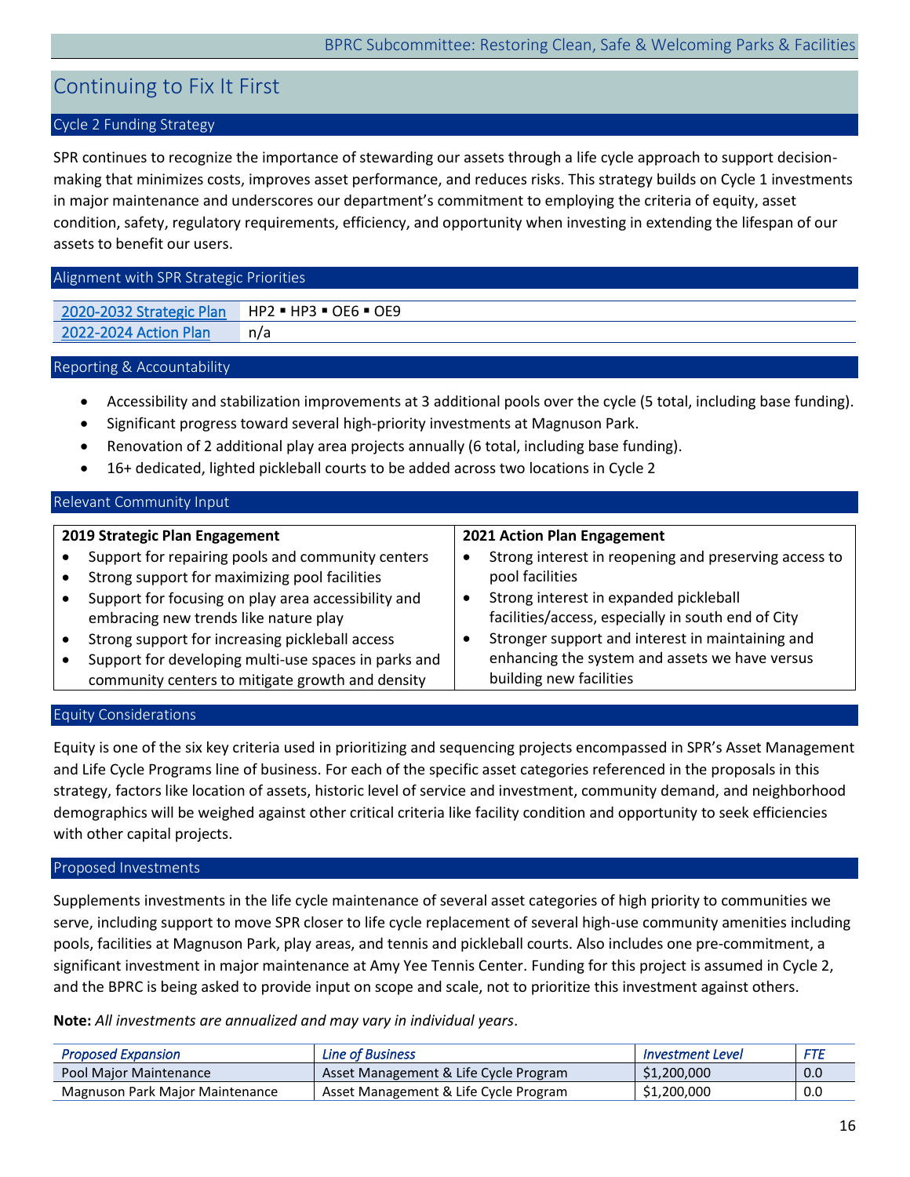# Continuing to Fix It First

## Cycle 2 Funding Strategy

SPR continues to recognize the importance of stewarding our assets through a life cycle approach to support decision-making that minimizes costs, improves asset performance, and reduces risks. This strategy builds on Cycle 1 investments in major maintenance and underscores our department's commitment to employing the criteria of equity, asset condition, safety, regulatory requirements, efficiency, and opportunity when investing in extending the lifespan of our assets to benefit our users.

## Alignment with SPR Strategic Priorities

| | |
|---|---|
| 2020-2032 Strategic Plan | HP2 ▪ HP3 ▪ OE6 ▪ OE9 |
| 2022-2024 Action Plan | n/a |

## Reporting & Accountability

- Accessibility and stabilization improvements at 3 additional pools over the cycle (5 total, including base funding).
- Significant progress toward several high-priority investments at Magnuson Park.
- Renovation of 2 additional play area projects annually (6 total, including base funding).
- 16+ dedicated, lighted pickleball courts to be added across two locations in Cycle 2

## Relevant Community Input

**2019 Strategic Plan Engagement**

- Support for repairing pools and community centers
- Strong support for maximizing pool facilities
- Support for focusing on play area accessibility and embracing new trends like nature play
- Strong support for increasing pickleball access
- Support for developing multi-use spaces in parks and community centers to mitigate growth and density

**2021 Action Plan Engagement**

- Strong interest in reopening and preserving access to pool facilities
- Strong interest in expanded pickleball facilities/access, especially in south end of City
- Stronger support and interest in maintaining and enhancing the system and assets we have versus building new facilities

## Equity Considerations

Equity is one of the six key criteria used in prioritizing and sequencing projects encompassed in SPR's Asset Management and Life Cycle Programs line of business. For each of the specific asset categories referenced in the proposals in this strategy, factors like location of assets, historic level of service and investment, community demand, and neighborhood demographics will be weighed against other critical criteria like facility condition and opportunity to seek efficiencies with other capital projects.

## Proposed Investments

Supplements investments in the life cycle maintenance of several asset categories of high priority to communities we serve, including support to move SPR closer to life cycle replacement of several high-use community amenities including pools, facilities at Magnuson Park, play areas, and tennis and pickleball courts. Also includes one pre-commitment, a significant investment in major maintenance at Amy Yee Tennis Center. Funding for this project is assumed in Cycle 2, and the BPRC is being asked to provide input on scope and scale, not to prioritize this investment against others.

**Note:** *All investments are annualized and may vary in individual years*.

| *Proposed Expansion* | *Line of Business* | *Investment Level* | *FTE* |
|---|---|---|---|
| Pool Major Maintenance | Asset Management & Life Cycle Program | $1,200,000 | 0.0 |
| Magnuson Park Major Maintenance | Asset Management & Life Cycle Program | $1,200,000 | 0.0 |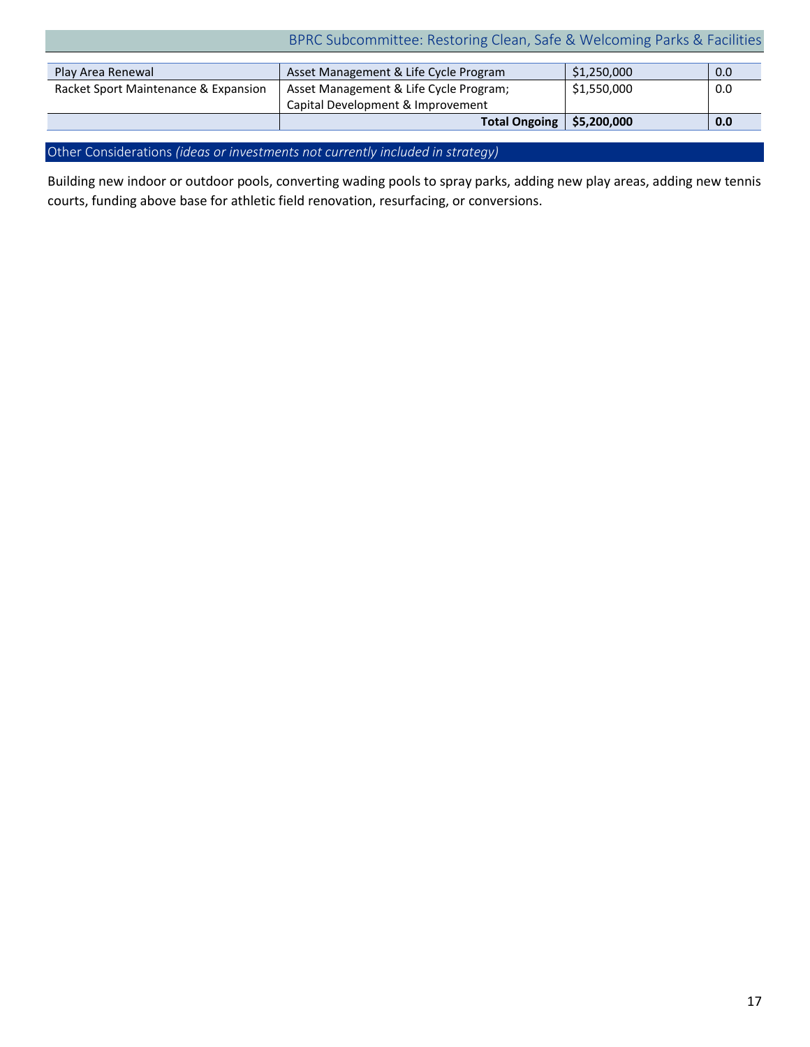| | | | |
|---|---|---|---|
| Play Area Renewal | Asset Management & Life Cycle Program | $1,250,000 | 0.0 |
| Racket Sport Maintenance & Expansion | Asset Management & Life Cycle Program; Capital Development & Improvement | $1,550,000 | 0.0 |
| | **Total Ongoing** | **$5,200,000** | **0.0** |

## Other Considerations *(ideas or investments not currently included in strategy)*

Building new indoor or outdoor pools, converting wading pools to spray parks, adding new play areas, adding new tennis courts, funding above base for athletic field renovation, resurfacing, or conversions.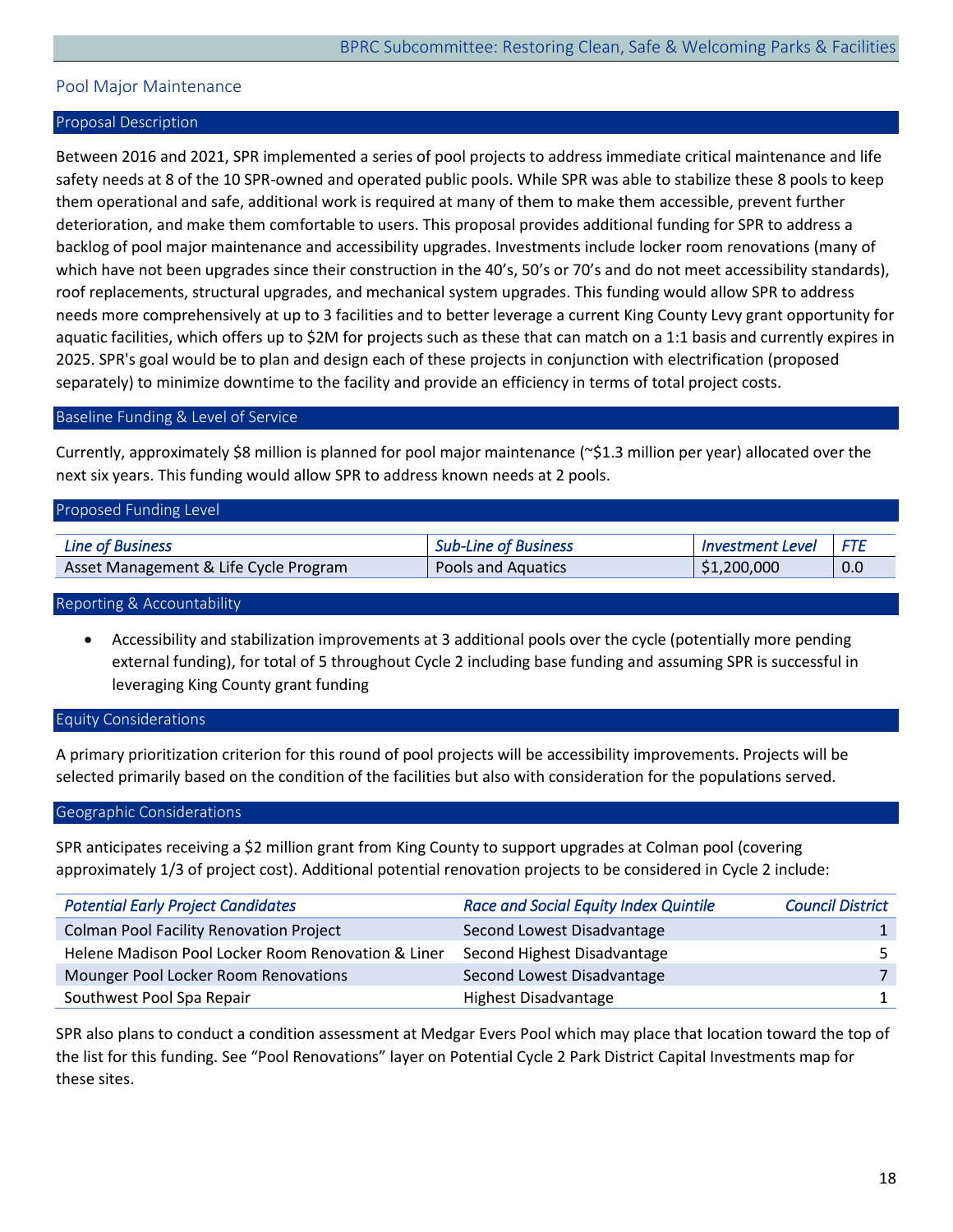## Pool Major Maintenance

### Proposal Description

Between 2016 and 2021, SPR implemented a series of pool projects to address immediate critical maintenance and life safety needs at 8 of the 10 SPR-owned and operated public pools. While SPR was able to stabilize these 8 pools to keep them operational and safe, additional work is required at many of them to make them accessible, prevent further deterioration, and make them comfortable to users. This proposal provides additional funding for SPR to address a backlog of pool major maintenance and accessibility upgrades. Investments include locker room renovations (many of which have not been upgrades since their construction in the 40's, 50's or 70's and do not meet accessibility standards), roof replacements, structural upgrades, and mechanical system upgrades. This funding would allow SPR to address needs more comprehensively at up to 3 facilities and to better leverage a current King County Levy grant opportunity for aquatic facilities, which offers up to $2M for projects such as these that can match on a 1:1 basis and currently expires in 2025. SPR's goal would be to plan and design each of these projects in conjunction with electrification (proposed separately) to minimize downtime to the facility and provide an efficiency in terms of total project costs.

### Baseline Funding & Level of Service

Currently, approximately $8 million is planned for pool major maintenance (~$1.3 million per year) allocated over the next six years. This funding would allow SPR to address known needs at 2 pools.

### Proposed Funding Level

| *Line of Business* | *Sub-Line of Business* | *Investment Level* | *FTE* |
|---|---|---|---|
| Asset Management & Life Cycle Program | Pools and Aquatics | $1,200,000 | 0.0 |

### Reporting & Accountability

- Accessibility and stabilization improvements at 3 additional pools over the cycle (potentially more pending external funding), for total of 5 throughout Cycle 2 including base funding and assuming SPR is successful in leveraging King County grant funding

### Equity Considerations

A primary prioritization criterion for this round of pool projects will be accessibility improvements. Projects will be selected primarily based on the condition of the facilities but also with consideration for the populations served.

### Geographic Considerations

SPR anticipates receiving a $2 million grant from King County to support upgrades at Colman pool (covering approximately 1/3 of project cost). Additional potential renovation projects to be considered in Cycle 2 include:

| *Potential Early Project Candidates* | *Race and Social Equity Index Quintile* | *Council District* |
|---|---|---|
| Colman Pool Facility Renovation Project | Second Lowest Disadvantage | 1 |
| Helene Madison Pool Locker Room Renovation & Liner | Second Highest Disadvantage | 5 |
| Mounger Pool Locker Room Renovations | Second Lowest Disadvantage | 7 |
| Southwest Pool Spa Repair | Highest Disadvantage | 1 |

SPR also plans to conduct a condition assessment at Medgar Evers Pool which may place that location toward the top of the list for this funding. See "Pool Renovations" layer on Potential Cycle 2 Park District Capital Investments map for these sites.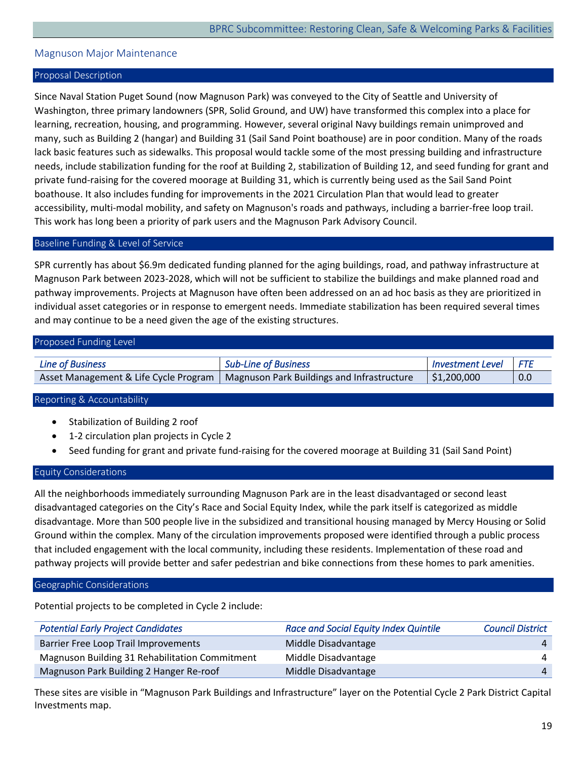## Magnuson Major Maintenance

### Proposal Description

Since Naval Station Puget Sound (now Magnuson Park) was conveyed to the City of Seattle and University of Washington, three primary landowners (SPR, Solid Ground, and UW) have transformed this complex into a place for learning, recreation, housing, and programming. However, several original Navy buildings remain unimproved and many, such as Building 2 (hangar) and Building 31 (Sail Sand Point boathouse) are in poor condition. Many of the roads lack basic features such as sidewalks. This proposal would tackle some of the most pressing building and infrastructure needs, include stabilization funding for the roof at Building 2, stabilization of Building 12, and seed funding for grant and private fund-raising for the covered moorage at Building 31, which is currently being used as the Sail Sand Point boathouse. It also includes funding for improvements in the 2021 Circulation Plan that would lead to greater accessibility, multi-modal mobility, and safety on Magnuson's roads and pathways, including a barrier-free loop trail. This work has long been a priority of park users and the Magnuson Park Advisory Council.

### Baseline Funding & Level of Service

SPR currently has about $6.9m dedicated funding planned for the aging buildings, road, and pathway infrastructure at Magnuson Park between 2023-2028, which will not be sufficient to stabilize the buildings and make planned road and pathway improvements. Projects at Magnuson have often been addressed on an ad hoc basis as they are prioritized in individual asset categories or in response to emergent needs. Immediate stabilization has been required several times and may continue to be a need given the age of the existing structures.

### Proposed Funding Level

| *Line of Business* | *Sub-Line of Business* | *Investment Level* | *FTE* |
|---|---|---|---|
| Asset Management & Life Cycle Program | Magnuson Park Buildings and Infrastructure | $1,200,000 | 0.0 |

### Reporting & Accountability

- Stabilization of Building 2 roof
- 1-2 circulation plan projects in Cycle 2
- Seed funding for grant and private fund-raising for the covered moorage at Building 31 (Sail Sand Point)

### Equity Considerations

All the neighborhoods immediately surrounding Magnuson Park are in the least disadvantaged or second least disadvantaged categories on the City's Race and Social Equity Index, while the park itself is categorized as middle disadvantage. More than 500 people live in the subsidized and transitional housing managed by Mercy Housing or Solid Ground within the complex. Many of the circulation improvements proposed were identified through a public process that included engagement with the local community, including these residents. Implementation of these road and pathway projects will provide better and safer pedestrian and bike connections from these homes to park amenities.

### Geographic Considerations

Potential projects to be completed in Cycle 2 include:

| *Potential Early Project Candidates* | *Race and Social Equity Index Quintile* | *Council District* |
|---|---|---|
| Barrier Free Loop Trail Improvements | Middle Disadvantage | 4 |
| Magnuson Building 31 Rehabilitation Commitment | Middle Disadvantage | 4 |
| Magnuson Park Building 2 Hanger Re-roof | Middle Disadvantage | 4 |

These sites are visible in "Magnuson Park Buildings and Infrastructure" layer on the Potential Cycle 2 Park District Capital Investments map.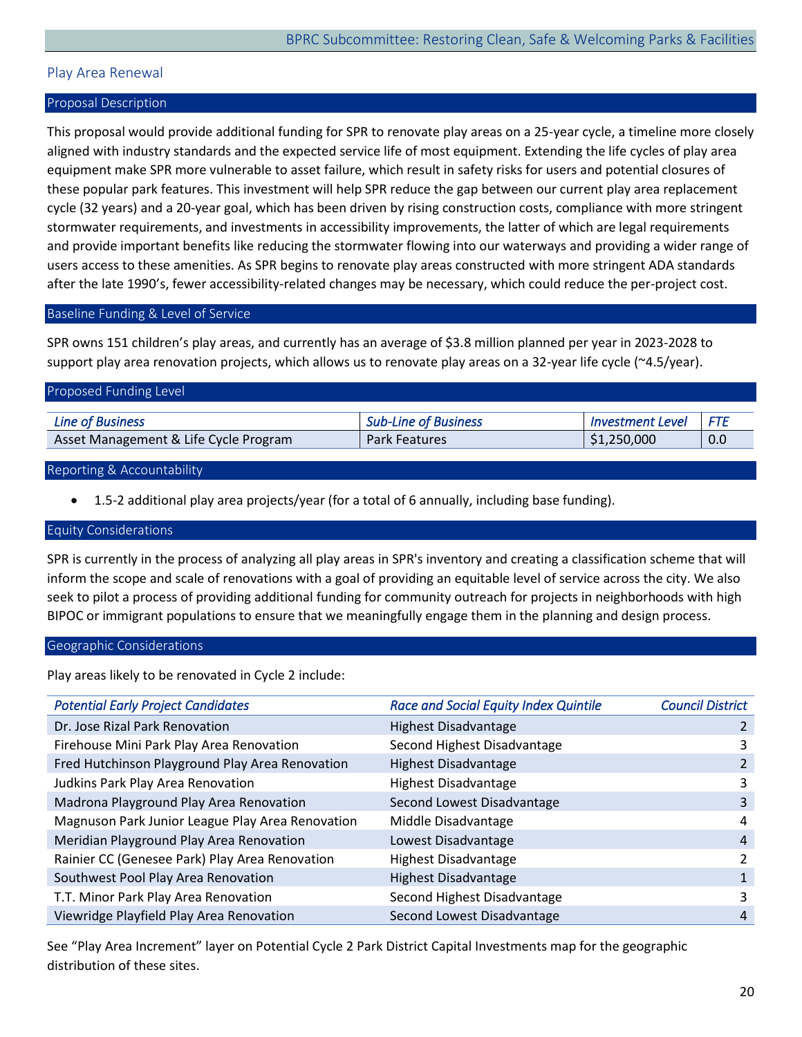## Play Area Renewal

### Proposal Description

This proposal would provide additional funding for SPR to renovate play areas on a 25-year cycle, a timeline more closely aligned with industry standards and the expected service life of most equipment. Extending the life cycles of play area equipment make SPR more vulnerable to asset failure, which result in safety risks for users and potential closures of these popular park features. This investment will help SPR reduce the gap between our current play area replacement cycle (32 years) and a 20-year goal, which has been driven by rising construction costs, compliance with more stringent stormwater requirements, and investments in accessibility improvements, the latter of which are legal requirements and provide important benefits like reducing the stormwater flowing into our waterways and providing a wider range of users access to these amenities. As SPR begins to renovate play areas constructed with more stringent ADA standards after the late 1990's, fewer accessibility-related changes may be necessary, which could reduce the per-project cost.

### Baseline Funding & Level of Service

SPR owns 151 children's play areas, and currently has an average of $3.8 million planned per year in 2023-2028 to support play area renovation projects, which allows us to renovate play areas on a 32-year life cycle (~4.5/year).

### Proposed Funding Level

| *Line of Business* | *Sub-Line of Business* | *Investment Level* | *FTE* |
|---|---|---|---|
| Asset Management & Life Cycle Program | Park Features | $1,250,000 | 0.0 |

### Reporting & Accountability

- 1.5-2 additional play area projects/year (for a total of 6 annually, including base funding).

### Equity Considerations

SPR is currently in the process of analyzing all play areas in SPR's inventory and creating a classification scheme that will inform the scope and scale of renovations with a goal of providing an equitable level of service across the city. We also seek to pilot a process of providing additional funding for community outreach for projects in neighborhoods with high BIPOC or immigrant populations to ensure that we meaningfully engage them in the planning and design process.

### Geographic Considerations

Play areas likely to be renovated in Cycle 2 include:

| *Potential Early Project Candidates* | *Race and Social Equity Index Quintile* | *Council District* |
|---|---|---|
| Dr. Jose Rizal Park Renovation | Highest Disadvantage | 2 |
| Firehouse Mini Park Play Area Renovation | Second Highest Disadvantage | 3 |
| Fred Hutchinson Playground Play Area Renovation | Highest Disadvantage | 2 |
| Judkins Park Play Area Renovation | Highest Disadvantage | 3 |
| Madrona Playground Play Area Renovation | Second Lowest Disadvantage | 3 |
| Magnuson Park Junior League Play Area Renovation | Middle Disadvantage | 4 |
| Meridian Playground Play Area Renovation | Lowest Disadvantage | 4 |
| Rainier CC (Genesee Park) Play Area Renovation | Highest Disadvantage | 2 |
| Southwest Pool Play Area Renovation | Highest Disadvantage | 1 |
| T.T. Minor Park Play Area Renovation | Second Highest Disadvantage | 3 |
| Viewridge Playfield Play Area Renovation | Second Lowest Disadvantage | 4 |

See "Play Area Increment" layer on Potential Cycle 2 Park District Capital Investments map for the geographic distribution of these sites.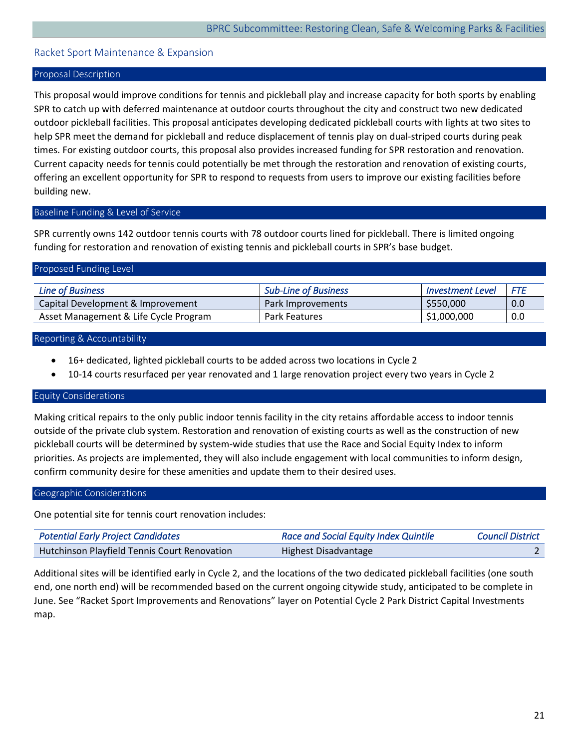## Racket Sport Maintenance & Expansion

### Proposal Description

This proposal would improve conditions for tennis and pickleball play and increase capacity for both sports by enabling SPR to catch up with deferred maintenance at outdoor courts throughout the city and construct two new dedicated outdoor pickleball facilities. This proposal anticipates developing dedicated pickleball courts with lights at two sites to help SPR meet the demand for pickleball and reduce displacement of tennis play on dual-striped courts during peak times. For existing outdoor courts, this proposal also provides increased funding for SPR restoration and renovation. Current capacity needs for tennis could potentially be met through the restoration and renovation of existing courts, offering an excellent opportunity for SPR to respond to requests from users to improve our existing facilities before building new.

### Baseline Funding & Level of Service

SPR currently owns 142 outdoor tennis courts with 78 outdoor courts lined for pickleball. There is limited ongoing funding for restoration and renovation of existing tennis and pickleball courts in SPR's base budget.

### Proposed Funding Level

| *Line of Business* | *Sub-Line of Business* | *Investment Level* | *FTE* |
|---|---|---|---|
| Capital Development & Improvement | Park Improvements | $550,000 | 0.0 |
| Asset Management & Life Cycle Program | Park Features | $1,000,000 | 0.0 |

### Reporting & Accountability

- 16+ dedicated, lighted pickleball courts to be added across two locations in Cycle 2
- 10-14 courts resurfaced per year renovated and 1 large renovation project every two years in Cycle 2

### Equity Considerations

Making critical repairs to the only public indoor tennis facility in the city retains affordable access to indoor tennis outside of the private club system. Restoration and renovation of existing courts as well as the construction of new pickleball courts will be determined by system-wide studies that use the Race and Social Equity Index to inform priorities. As projects are implemented, they will also include engagement with local communities to inform design, confirm community desire for these amenities and update them to their desired uses.

### Geographic Considerations

One potential site for tennis court renovation includes:

| *Potential Early Project Candidates* | *Race and Social Equity Index Quintile* | *Council District* |
|---|---|---|
| Hutchinson Playfield Tennis Court Renovation | Highest Disadvantage | 2 |

Additional sites will be identified early in Cycle 2, and the locations of the two dedicated pickleball facilities (one south end, one north end) will be recommended based on the current ongoing citywide study, anticipated to be complete in June. See "Racket Sport Improvements and Renovations" layer on Potential Cycle 2 Park District Capital Investments map.